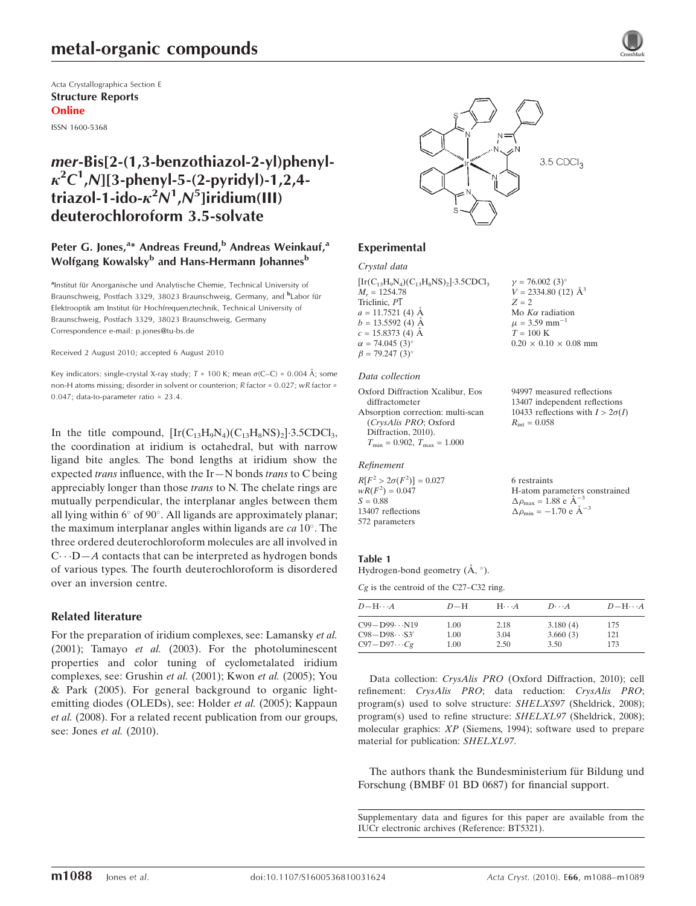# metal-organic compounds

Acta Crystallographica Section E
**Structure Reports Online**
ISSN 1600-5368

# *mer*-Bis[2-(1,3-benzothiazol-2-yl)phenyl-$\kappa^2C^1,N$][3-phenyl-5-(2-pyridyl)-1,2,4-triazol-1-ido-$\kappa^2N^1,N^5$]iridium(III) deuterochloroform 3.5-solvate

**Peter G. Jones,[a]* Andreas Freund,[b] Andreas Weinkauf,[a] Wolfgang Kowalsky[b] and Hans-Hermann Johannes[b]**

[a]Institut für Anorganische und Analytische Chemie, Technical University of Braunschweig, Postfach 3329, 38023 Braunschweig, Germany, and [b]Labor für Elektrooptik am Institut für Hochfrequenztechnik, Technical University of Braunschweig, Postfach 3329, 38023 Braunschweig, Germany
Correspondence e-mail: p.jones@tu-bs.de

Received 2 August 2010; accepted 6 August 2010

Key indicators: single-crystal X-ray study; $T$ = 100 K; mean $\sigma$(C–C) = 0.004 Å; some non-H atoms missing; disorder in solvent or counterion; $R$ factor = 0.027; $wR$ factor = 0.047; data-to-parameter ratio = 23.4.

In the title compound, $[Ir(C_{13}H_9N_4)(C_{13}H_8NS)_2]\cdot3.5CDCl_3$, the coordination at iridium is octahedral, but with narrow ligand bite angles. The bond lengths at iridium show the expected *trans* influence, with the Ir—N bonds *trans* to C being appreciably longer than those *trans* to N. The chelate rings are mutually perpendicular, the interplanar angles between them all lying within 6° of 90°. All ligands are approximately planar; the maximum interplanar angles within ligands are *ca* 10°. The three ordered deuterochloroform molecules are all involved in C$\cdots$D—*A* contacts that can be interpreted as hydrogen bonds of various types. The fourth deuterochloroform is disordered over an inversion centre.

## Related literature

For the preparation of iridium complexes, see: Lamansky *et al.* (2001); Tamayo *et al.* (2003). For the photoluminescent properties and color tuning of cyclometalated iridium complexes, see: Grushin *et al.* (2001); Kwon *et al.* (2005); You & Park (2005). For general background to organic light-emitting diodes (OLEDs), see: Holder *et al.* (2005); Kappaun *et al.* (2008). For a related recent publication from our groups, see: Jones *et al.* (2010).

3.5 $CDCl_3$

## Experimental

### Crystal data

$[Ir(C_{13}H_9N_4)(C_{13}H_8NS)_2]\cdot3.5CDCl_3$
$M_r$ = 1254.78
Triclinic, $P\overline{1}$
$a$ = 11.7521 (4) Å
$b$ = 13.5592 (4) Å
$c$ = 15.8373 (4) Å
$\alpha$ = 74.045 (3)°
$\beta$ = 79.247 (3)°
$\gamma$ = 76.002 (3)°
$V$ = 2334.80 (12) Å$^3$
$Z$ = 2
Mo $K\alpha$ radiation
$\mu$ = 3.59 mm$^{-1}$
$T$ = 100 K
0.20 × 0.10 × 0.08 mm

### Data collection

Oxford Diffraction Xcalibur, Eos diffractometer
Absorption correction: multi-scan (*CrysAlis PRO*; Oxford Diffraction, 2010). $T_{min}$ = 0.902, $T_{max}$ = 1.000
94997 measured reflections
13407 independent reflections
10433 reflections with $I > 2\sigma(I)$
$R_{int}$ = 0.058

### Refinement

$R[F^2 > 2\sigma(F^2)]$ = 0.027
$wR(F^2)$ = 0.047
$S$ = 0.88
13407 reflections
572 parameters
6 restraints
H-atom parameters constrained
$\Delta\rho_{max}$ = 1.88 e Å$^{-3}$
$\Delta\rho_{min}$ = −1.70 e Å$^{-3}$

**Table 1**
Hydrogen-bond geometry (Å, °).

*Cg* is the centroid of the C27–C32 ring.

| $D$—H$\cdots$$A$ | $D$—H | H$\cdots$$A$ | $D$$\cdots$$A$ | $D$—H$\cdots$$A$ |
|---|---|---|---|---|
| C99—D99$\cdots$N19 | 1.00 | 2.18 | 3.180 (4) | 175 |
| C98—D98$\cdots$S3$^i$ | 1.00 | 3.04 | 3.660 (3) | 121 |
| C97—D97$\cdots$*Cg* | 1.00 | 2.50 | 3.50 | 173 |

Data collection: *CrysAlis PRO* (Oxford Diffraction, 2010); cell refinement: *CrysAlis PRO*; data reduction: *CrysAlis PRO*; program(s) used to solve structure: *SHELXS97* (Sheldrick, 2008); program(s) used to refine structure: *SHELXL97* (Sheldrick, 2008); molecular graphics: *XP* (Siemens, 1994); software used to prepare material for publication: *SHELXL97*.

The authors thank the Bundesministerium für Bildung und Forschung (BMBF 01 BD 0687) for financial support.

Supplementary data and figures for this paper are available from the IUCr electronic archives (Reference: BT5321).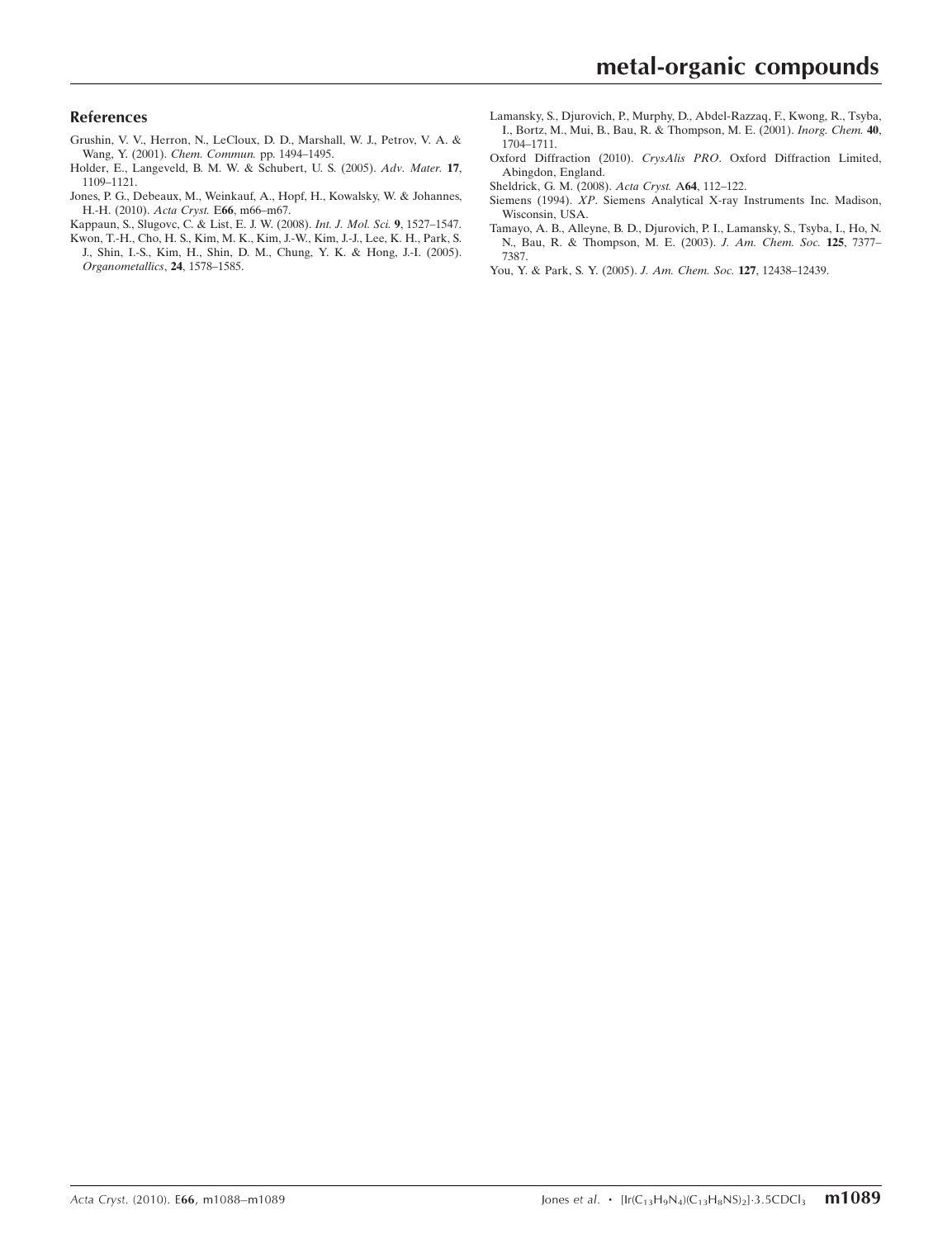## References

Grushin, V. V., Herron, N., LeCloux, D. D., Marshall, W. J., Petrov, V. A. & Wang, Y. (2001). *Chem. Commun.* pp. 1494–1495.

Holder, E., Langeveld, B. M. W. & Schubert, U. S. (2005). *Adv. Mater.* **17**, 1109–1121.

Jones, P. G., Debeaux, M., Weinkauf, A., Hopf, H., Kowalsky, W. & Johannes, H.-H. (2010). *Acta Cryst.* E**66**, m66–m67.

Kappaun, S., Slugovc, C. & List, E. J. W. (2008). *Int. J. Mol. Sci.* **9**, 1527–1547.

Kwon, T.-H., Cho, H. S., Kim, M. K., Kim, J.-W., Kim, J.-J., Lee, K. H., Park, S. J., Shin, I.-S., Kim, H., Shin, D. M., Chung, Y. K. & Hong, J.-I. (2005). *Organometallics*, **24**, 1578–1585.

Lamansky, S., Djurovich, P., Murphy, D., Abdel-Razzaq, F., Kwong, R., Tsyba, I., Bortz, M., Mui, B., Bau, R. & Thompson, M. E. (2001). *Inorg. Chem.* **40**, 1704–1711.

Oxford Diffraction (2010). *CrysAlis PRO*. Oxford Diffraction Limited, Abingdon, England.

Sheldrick, G. M. (2008). *Acta Cryst.* A**64**, 112–122.

Siemens (1994). *XP*. Siemens Analytical X-ray Instruments Inc. Madison, Wisconsin, USA.

Tamayo, A. B., Alleyne, B. D., Djurovich, P. I., Lamansky, S., Tsyba, I., Ho, N. N., Bau, R. & Thompson, M. E. (2003). *J. Am. Chem. Soc.* **125**, 7377–7387.

You, Y. & Park, S. Y. (2005). *J. Am. Chem. Soc.* **127**, 12438–12439.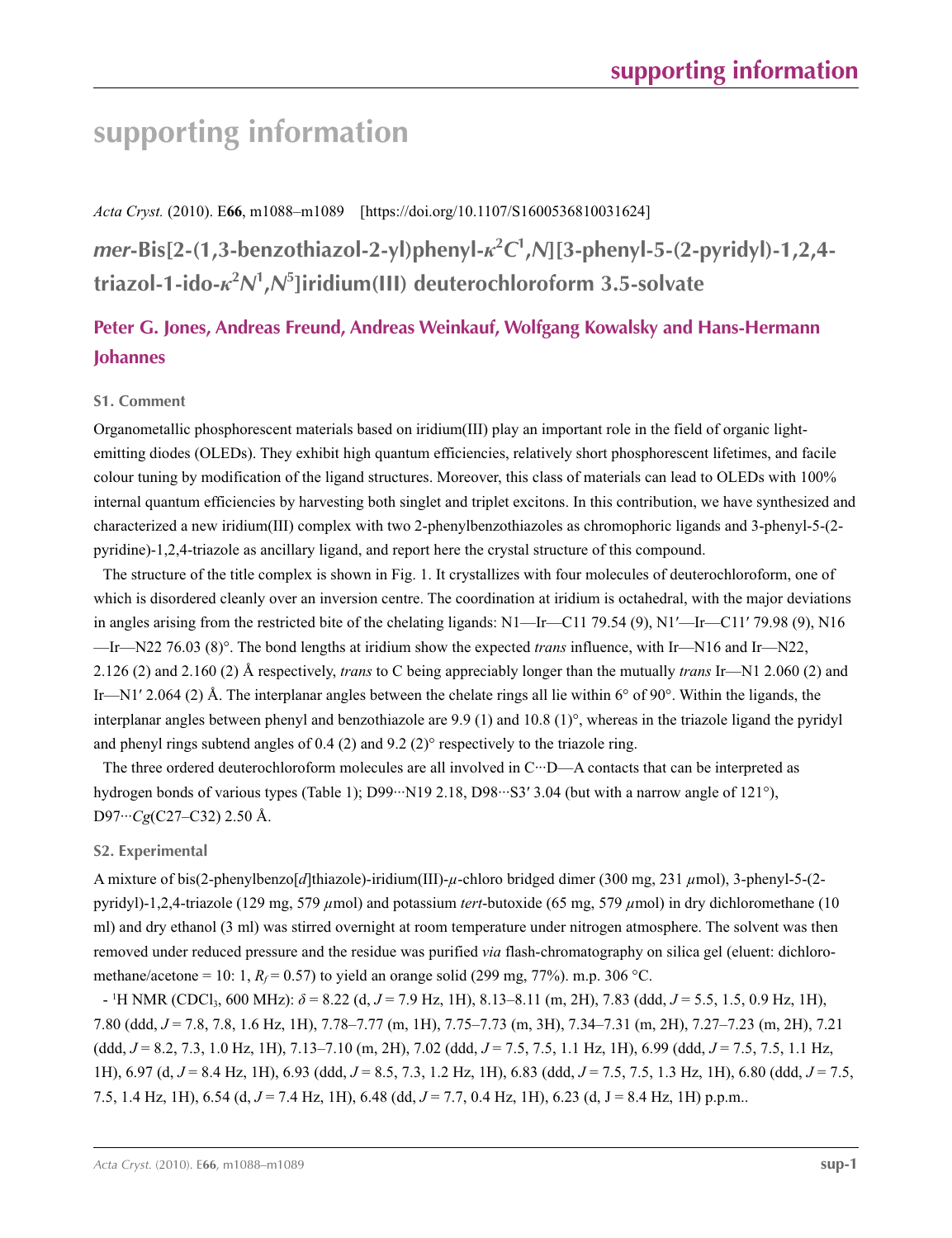# supporting information

*Acta Cryst.* (2010). E**66**, m1088–m1089 [https://doi.org/10.1107/S1600536810031624]

## *mer*-Bis[2-(1,3-benzothiazol-2-yl)phenyl-$\kappa^2C^1$,*N*][3-phenyl-5-(2-pyridyl)-1,2,4-triazol-1-ido-$\kappa^2N^1$,$N^5$]iridium(III) deuterochloroform 3.5-solvate

**Peter G. Jones, Andreas Freund, Andreas Weinkauf, Wolfgang Kowalsky and Hans-Hermann Johannes**

### S1. Comment

Organometallic phosphorescent materials based on iridium(III) play an important role in the field of organic light-emitting diodes (OLEDs). They exhibit high quantum efficiencies, relatively short phosphorescent lifetimes, and facile colour tuning by modification of the ligand structures. Moreover, this class of materials can lead to OLEDs with 100% internal quantum efficiencies by harvesting both singlet and triplet excitons. In this contribution, we have synthesized and characterized a new iridium(III) complex with two 2-phenylbenzothiazoles as chromophoric ligands and 3-phenyl-5-(2-pyridine)-1,2,4-triazole as ancillary ligand, and report here the crystal structure of this compound.

The structure of the title complex is shown in Fig. 1. It crystallizes with four molecules of deuterochloroform, one of which is disordered cleanly over an inversion centre. The coordination at iridium is octahedral, with the major deviations in angles arising from the restricted bite of the chelating ligands: N1—Ir—C11 79.54 (9), N1′—Ir—C11′ 79.98 (9), N16—Ir—N22 76.03 (8)°. The bond lengths at iridium show the expected *trans* influence, with Ir—N16 and Ir—N22, 2.126 (2) and 2.160 (2) Å respectively, *trans* to C being appreciably longer than the mutually *trans* Ir—N1 2.060 (2) and Ir—N1′ 2.064 (2) Å. The interplanar angles between the chelate rings all lie within 6° of 90°. Within the ligands, the interplanar angles between phenyl and benzothiazole are 9.9 (1) and 10.8 (1)°, whereas in the triazole ligand the pyridyl and phenyl rings subtend angles of 0.4 (2) and 9.2 (2)° respectively to the triazole ring.

The three ordered deuterochloroform molecules are all involved in C···D—A contacts that can be interpreted as hydrogen bonds of various types (Table 1); D99···N19 2.18, D98···S3′ 3.04 (but with a narrow angle of 121°), D97···*Cg*(C27–C32) 2.50 Å.

### S2. Experimental

A mixture of bis(2-phenylbenzo[*d*]thiazole)-iridium(III)-$\mu$-chloro bridged dimer (300 mg, 231 $\mu$mol), 3-phenyl-5-(2-pyridyl)-1,2,4-triazole (129 mg, 579 $\mu$mol) and potassium *tert*-butoxide (65 mg, 579 $\mu$mol) in dry dichloromethane (10 ml) and dry ethanol (3 ml) was stirred overnight at room temperature under nitrogen atmosphere. The solvent was then removed under reduced pressure and the residue was purified *via* flash-chromatography on silica gel (eluent: dichloromethane/acetone = 10: 1, $R_f$ = 0.57) to yield an orange solid (299 mg, 77%). m.p. 306 °C.

- $^1$H NMR ($CDCl_3$, 600 MHz): $\delta$ = 8.22 (d, *J* = 7.9 Hz, 1H), 8.13–8.11 (m, 2H), 7.83 (ddd, *J* = 5.5, 1.5, 0.9 Hz, 1H), 7.80 (ddd, *J* = 7.8, 7.8, 1.6 Hz, 1H), 7.78–7.77 (m, 1H), 7.75–7.73 (m, 3H), 7.34–7.31 (m, 2H), 7.27–7.23 (m, 2H), 7.21 (ddd, *J* = 8.2, 7.3, 1.0 Hz, 1H), 7.13–7.10 (m, 2H), 7.02 (ddd, *J* = 7.5, 7.5, 1.1 Hz, 1H), 6.99 (ddd, *J* = 7.5, 7.5, 1.1 Hz, 1H), 6.97 (d, *J* = 8.4 Hz, 1H), 6.93 (ddd, *J* = 8.5, 7.3, 1.2 Hz, 1H), 6.83 (ddd, *J* = 7.5, 7.5, 1.3 Hz, 1H), 6.80 (ddd, *J* = 7.5, 7.5, 1.4 Hz, 1H), 6.54 (d, *J* = 7.4 Hz, 1H), 6.48 (dd, *J* = 7.7, 0.4 Hz, 1H), 6.23 (d, J = 8.4 Hz, 1H) p.p.m..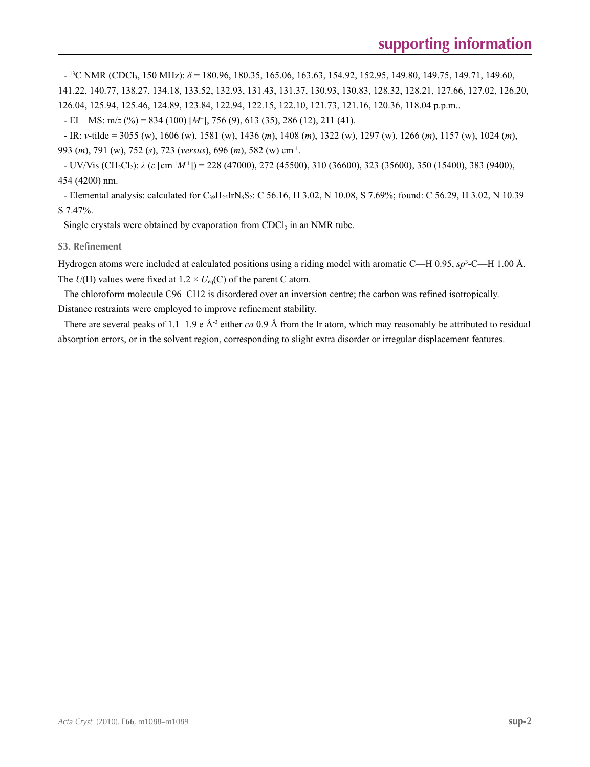- $^{13}$C NMR ($CDCl_3$, 150 MHz): $\delta$ = 180.96, 180.35, 165.06, 163.63, 154.92, 152.95, 149.80, 149.75, 149.71, 149.60, 141.22, 140.77, 138.27, 134.18, 133.52, 132.93, 131.43, 131.37, 130.93, 130.83, 128.32, 128.21, 127.66, 127.02, 126.20, 126.04, 125.94, 125.46, 124.89, 123.84, 122.94, 122.15, 122.10, 121.73, 121.16, 120.36, 118.04 p.p.m..

- EI—MS: m/*z* (%) = 834 (100) [$M^+$], 756 (9), 613 (35), 286 (12), 211 (41).

- IR: *ν*-tilde = 3055 (w), 1606 (w), 1581 (w), 1436 (*m*), 1408 (*m*), 1322 (w), 1297 (w), 1266 (*m*), 1157 (w), 1024 (*m*), 993 (*m*), 791 (w), 752 (*s*), 723 (*versus*), 696 (*m*), 582 (w) cm$^{-1}$.

- UV/Vis ($CH_2Cl_2$): $\lambda$ ($\varepsilon$ [cm$^{-1}M^{-1}$]) = 228 (47000), 272 (45500), 310 (36600), 323 (35600), 350 (15400), 383 (9400), 454 (4200) nm.

- Elemental analysis: calculated for $C_{39}H_{25}IrN_6S_2$: C 56.16, H 3.02, N 10.08, S 7.69%; found: C 56.29, H 3.02, N 10.39 S 7.47%.

Single crystals were obtained by evaporation from $CDCl_3$ in an NMR tube.

## S3. Refinement

Hydrogen atoms were included at calculated positions using a riding model with aromatic C—H 0.95, $sp^3$-C—H 1.00 Å. The $U$(H) values were fixed at $1.2 \times U_{eq}$(C) of the parent C atom.

The chloroform molecule C96–Cl12 is disordered over an inversion centre; the carbon was refined isotropically. Distance restraints were employed to improve refinement stability.

There are several peaks of 1.1–1.9 e Å$^{-3}$ either *ca* 0.9 Å from the Ir atom, which may reasonably be attributed to residual absorption errors, or in the solvent region, corresponding to slight extra disorder or irregular displacement features.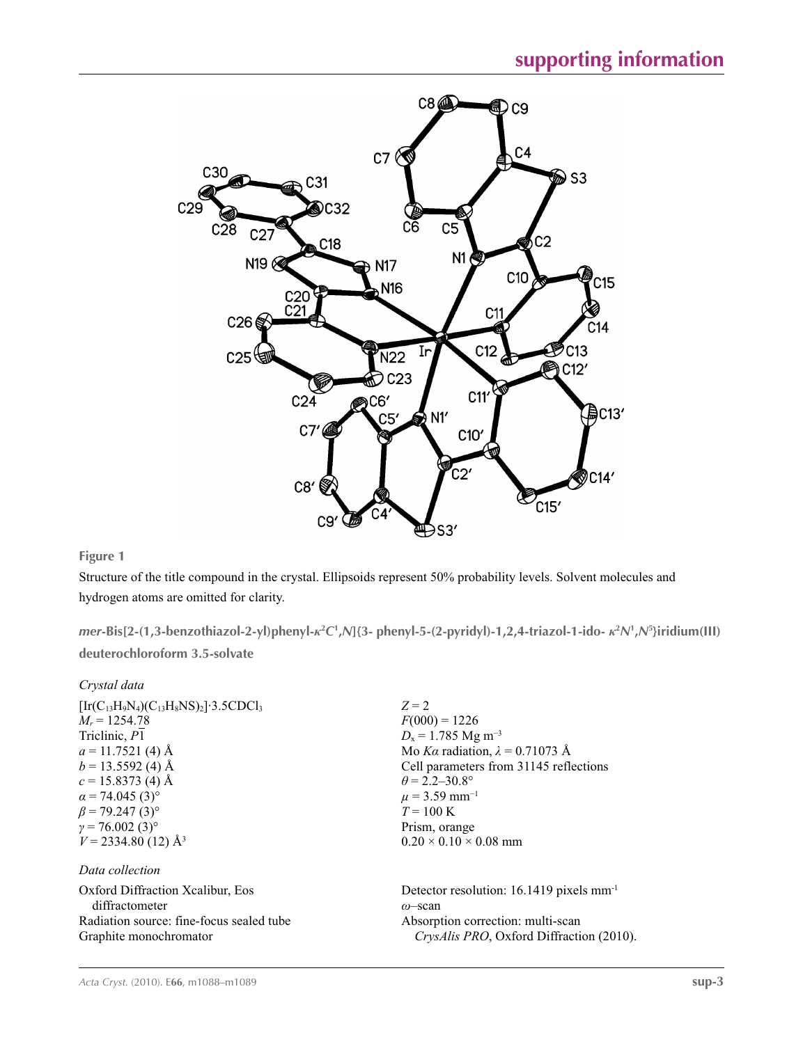**Figure 1**

Structure of the title compound in the crystal. Ellipsoids represent 50% probability levels. Solvent molecules and hydrogen atoms are omitted for clarity.

## *mer*-Bis[2-(1,3-benzothiazol-2-yl)phenyl-$\kappa^2C^1$,*N*]{3- phenyl-5-(2-pyridyl)-1,2,4-triazol-1-ido- $\kappa^2N^1$,$N^5$}iridium(III) deuterochloroform 3.5-solvate

### *Crystal data*

$[Ir(C_{13}H_9N_4)(C_{13}H_8NS)_2]\cdot3.5CDCl_3$
$M_r = 1254.78$
Triclinic, $P\overline{1}$
$a = 11.7521$ (4) Å
$b = 13.5592$ (4) Å
$c = 15.8373$ (4) Å
$\alpha = 74.045$ (3)°
$\beta = 79.247$ (3)°
$\gamma = 76.002$ (3)°
$V = 2334.80$ (12) Å$^3$
$Z = 2$
$F(000) = 1226$
$D_x = 1.785$ Mg m$^{-3}$
Mo $K\alpha$ radiation, $\lambda = 0.71073$ Å
Cell parameters from 31145 reflections
$\theta = 2.2$–30.8°
$\mu = 3.59$ mm$^{-1}$
$T = 100$ K
Prism, orange
$0.20 \times 0.10 \times 0.08$ mm

### *Data collection*

Oxford Diffraction Xcalibur, Eos diffractometer
Radiation source: fine-focus sealed tube
Graphite monochromator
Detector resolution: 16.1419 pixels mm$^{-1}$
$\omega$–scan
Absorption correction: multi-scan
*CrysAlis PRO*, Oxford Diffraction (2010).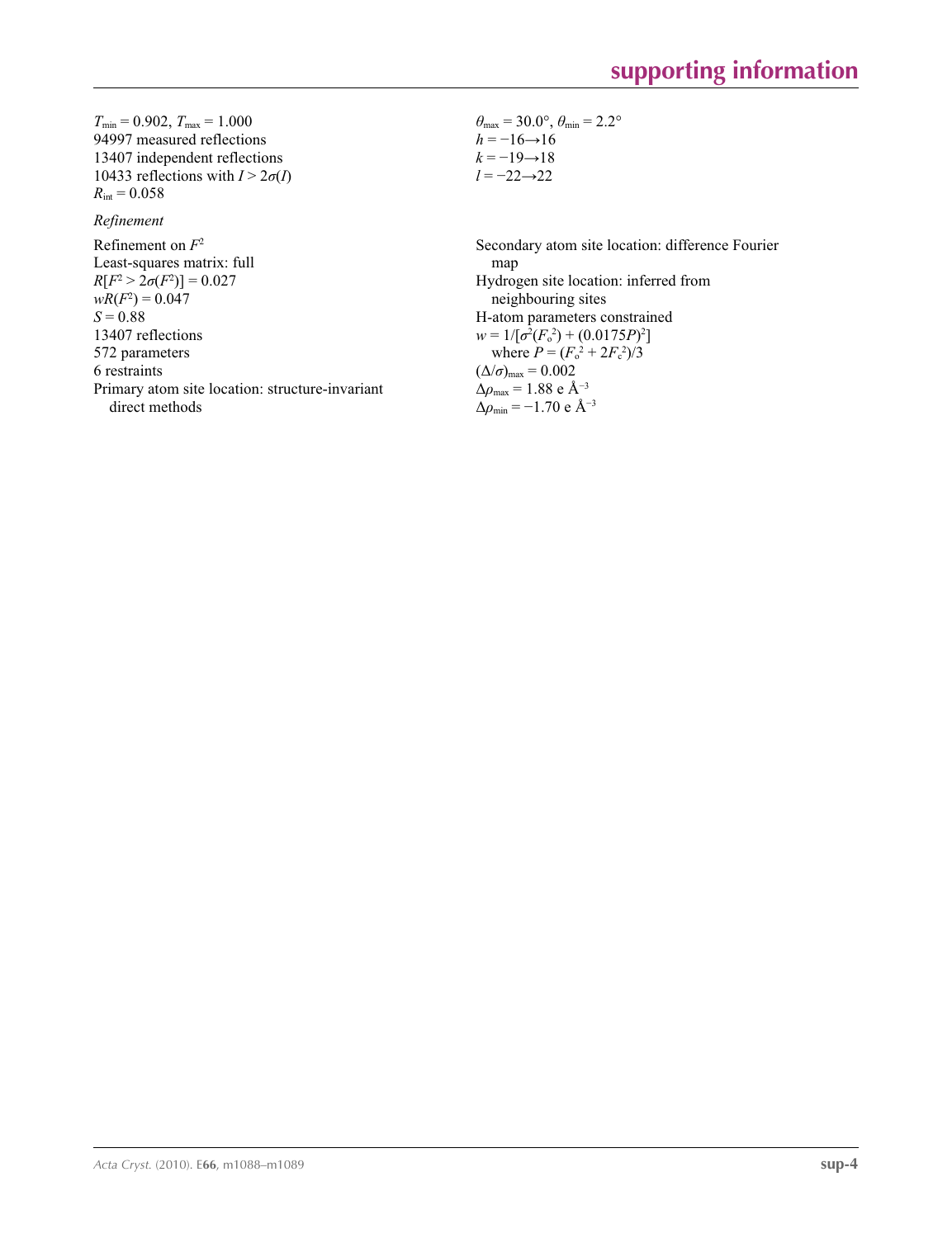$T_{min} = 0.902$, $T_{max} = 1.000$
94997 measured reflections
13407 independent reflections
10433 reflections with $I > 2\sigma(I)$
$R_{int} = 0.058$

$\theta_{max} = 30.0°$, $\theta_{min} = 2.2°$
$h = -16 \rightarrow 16$
$k = -19 \rightarrow 18$
$l = -22 \rightarrow 22$

*Refinement*

Refinement on $F^2$
Least-squares matrix: full
$R[F^2 > 2\sigma(F^2)] = 0.027$
$wR(F^2) = 0.047$
$S = 0.88$
13407 reflections
572 parameters
6 restraints
Primary atom site location: structure-invariant direct methods

Secondary atom site location: difference Fourier map
Hydrogen site location: inferred from neighbouring sites
H-atom parameters constrained
$w = 1/[\sigma^2(F_o^2) + (0.0175P)^2]$
where $P = (F_o^2 + 2F_c^2)/3$
$(\Delta/\sigma)_{max} = 0.002$
$\Delta\rho_{max} = 1.88$ e Å$^{-3}$
$\Delta\rho_{min} = -1.70$ e Å$^{-3}$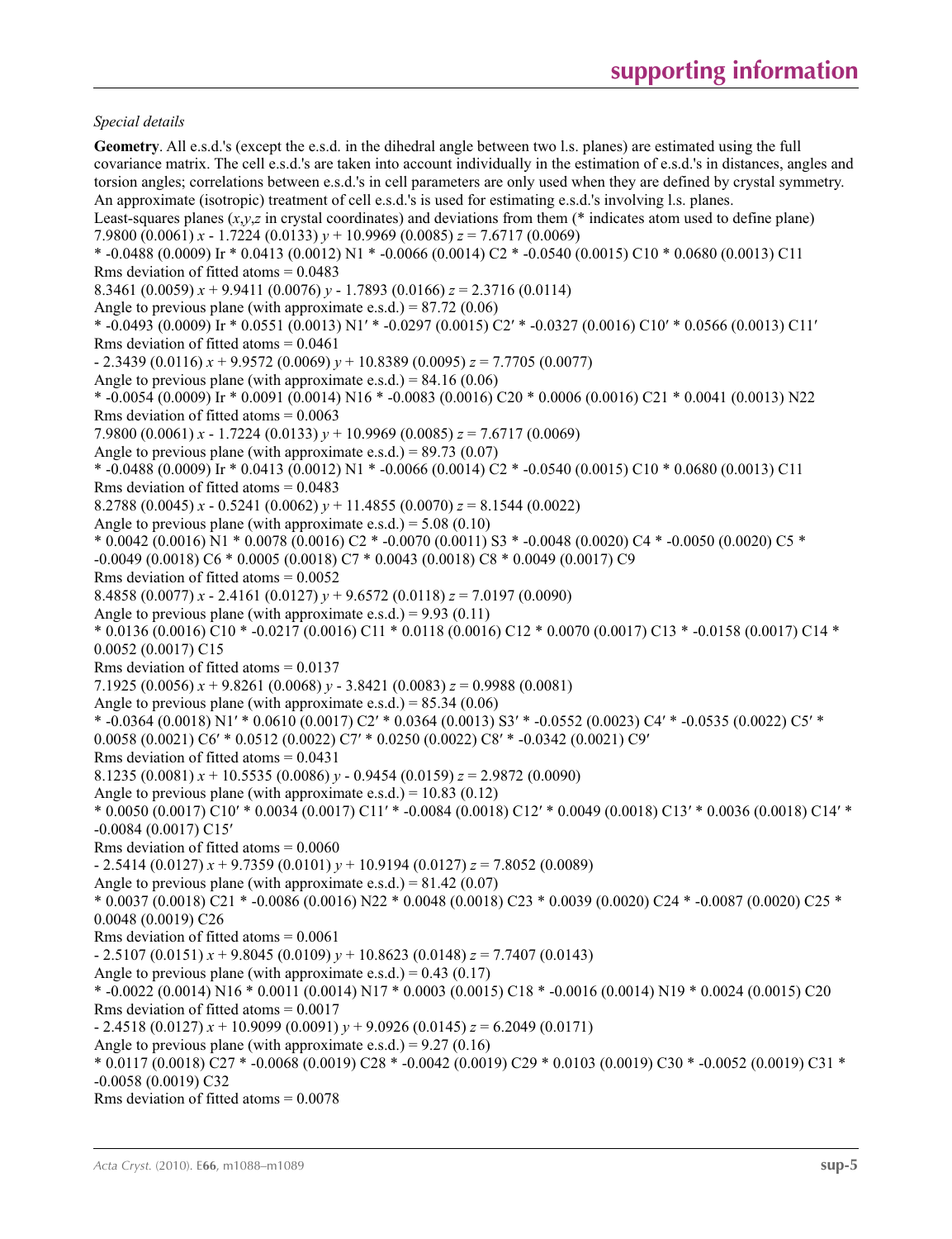*Special details*

**Geometry**. All e.s.d.'s (except the e.s.d. in the dihedral angle between two l.s. planes) are estimated using the full covariance matrix. The cell e.s.d.'s are taken into account individually in the estimation of e.s.d.'s in distances, angles and torsion angles; correlations between e.s.d.'s in cell parameters are only used when they are defined by crystal symmetry. An approximate (isotropic) treatment of cell e.s.d.'s is used for estimating e.s.d.'s involving l.s. planes.

Least-squares planes ($x$,$y$,$z$ in crystal coordinates) and deviations from them (* indicates atom used to define plane)

7.9800 (0.0061) $x$ - 1.7224 (0.0133) $y$ + 10.9969 (0.0085) $z$ = 7.6717 (0.0069)

* -0.0488 (0.0009) Ir * 0.0413 (0.0012) N1 * -0.0066 (0.0014) C2 * -0.0540 (0.0015) C10 * 0.0680 (0.0013) C11

Rms deviation of fitted atoms = 0.0483

8.3461 (0.0059) $x$ + 9.9411 (0.0076) $y$ - 1.7893 (0.0166) $z$ = 2.3716 (0.0114)

Angle to previous plane (with approximate e.s.d.) = 87.72 (0.06)

* -0.0493 (0.0009) Ir * 0.0551 (0.0013) N1′ * -0.0297 (0.0015) C2′ * -0.0327 (0.0016) C10′ * 0.0566 (0.0013) C11′

Rms deviation of fitted atoms = 0.0461

- 2.3439 (0.0116) $x$ + 9.9572 (0.0069) $y$ + 10.8389 (0.0095) $z$ = 7.7705 (0.0077)

Angle to previous plane (with approximate e.s.d.) = 84.16 (0.06)

* -0.0054 (0.0009) Ir * 0.0091 (0.0014) N16 * -0.0083 (0.0016) C20 * 0.0006 (0.0016) C21 * 0.0041 (0.0013) N22

Rms deviation of fitted atoms = 0.0063

7.9800 (0.0061) $x$ - 1.7224 (0.0133) $y$ + 10.9969 (0.0085) $z$ = 7.6717 (0.0069)

Angle to previous plane (with approximate e.s.d.) = 89.73 (0.07)

* -0.0488 (0.0009) Ir * 0.0413 (0.0012) N1 * -0.0066 (0.0014) C2 * -0.0540 (0.0015) C10 * 0.0680 (0.0013) C11

Rms deviation of fitted atoms = 0.0483

8.2788 (0.0045) $x$ - 0.5241 (0.0062) $y$ + 11.4855 (0.0070) $z$ = 8.1544 (0.0022)

Angle to previous plane (with approximate e.s.d.) = 5.08 (0.10)

* 0.0042 (0.0016) N1 * 0.0078 (0.0016) C2 * -0.0070 (0.0011) S3 * -0.0048 (0.0020) C4 * -0.0050 (0.0020) C5 * -0.0049 (0.0018) C6 * 0.0005 (0.0018) C7 * 0.0043 (0.0018) C8 * 0.0049 (0.0017) C9

Rms deviation of fitted atoms = 0.0052

8.4858 (0.0077) $x$ - 2.4161 (0.0127) $y$ + 9.6572 (0.0118) $z$ = 7.0197 (0.0090)

Angle to previous plane (with approximate e.s.d.) = 9.93 (0.11)

* 0.0136 (0.0016) C10 * -0.0217 (0.0016) C11 * 0.0118 (0.0016) C12 * 0.0070 (0.0017) C13 * -0.0158 (0.0017) C14 * 0.0052 (0.0017) C15

Rms deviation of fitted atoms = 0.0137

7.1925 (0.0056) $x$ + 9.8261 (0.0068) $y$ - 3.8421 (0.0083) $z$ = 0.9988 (0.0081)

Angle to previous plane (with approximate e.s.d.) = 85.34 (0.06)

* -0.0364 (0.0018) N1′ * 0.0610 (0.0017) C2′ * 0.0364 (0.0013) S3′ * -0.0552 (0.0023) C4′ * -0.0535 (0.0022) C5′ * 0.0058 (0.0021) C6′ * 0.0512 (0.0022) C7′ * 0.0250 (0.0022) C8′ * -0.0342 (0.0021) C9′

Rms deviation of fitted atoms = 0.0431

8.1235 (0.0081) $x$ + 10.5535 (0.0086) $y$ - 0.9454 (0.0159) $z$ = 2.9872 (0.0090)

Angle to previous plane (with approximate e.s.d.) = 10.83 (0.12)

* 0.0050 (0.0017) C10′ * 0.0034 (0.0017) C11′ * -0.0084 (0.0018) C12′ * 0.0049 (0.0018) C13′ * 0.0036 (0.0018) C14′ * -0.0084 (0.0017) C15′

Rms deviation of fitted atoms = 0.0060

- 2.5414 (0.0127) $x$ + 9.7359 (0.0101) $y$ + 10.9194 (0.0127) $z$ = 7.8052 (0.0089)

Angle to previous plane (with approximate e.s.d.) = 81.42 (0.07)

* 0.0037 (0.0018) C21 * -0.0086 (0.0016) N22 * 0.0048 (0.0018) C23 * 0.0039 (0.0020) C24 * -0.0087 (0.0020) C25 * 0.0048 (0.0019) C26

Rms deviation of fitted atoms = 0.0061

- 2.5107 (0.0151) $x$ + 9.8045 (0.0109) $y$ + 10.8623 (0.0148) $z$ = 7.7407 (0.0143)

Angle to previous plane (with approximate e.s.d.) = 0.43 (0.17)

* -0.0022 (0.0014) N16 * 0.0011 (0.0014) N17 * 0.0003 (0.0015) C18 * -0.0016 (0.0014) N19 * 0.0024 (0.0015) C20

Rms deviation of fitted atoms = 0.0017

- 2.4518 (0.0127) $x$ + 10.9099 (0.0091) $y$ + 9.0926 (0.0145) $z$ = 6.2049 (0.0171)

Angle to previous plane (with approximate e.s.d.) = 9.27 (0.16)

* 0.0117 (0.0018) C27 * -0.0068 (0.0019) C28 * -0.0042 (0.0019) C29 * 0.0103 (0.0019) C30 * -0.0052 (0.0019) C31 * -0.0058 (0.0019) C32

Rms deviation of fitted atoms = 0.0078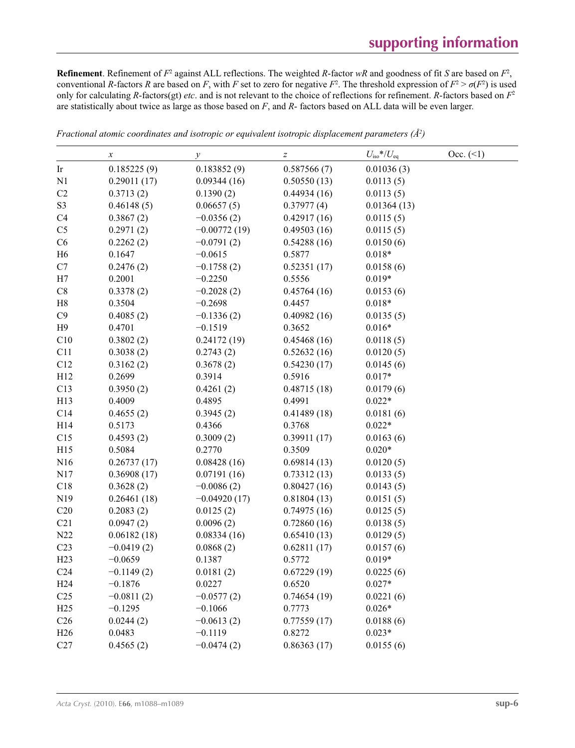**Refinement**. Refinement of $F^2$ against ALL reflections. The weighted $R$-factor $wR$ and goodness of fit $S$ are based on $F^2$, conventional $R$-factors $R$ are based on $F$, with $F$ set to zero for negative $F^2$. The threshold expression of $F^2 > \sigma(F^2)$ is used only for calculating $R$-factors(gt) *etc*. and is not relevant to the choice of reflections for refinement. $R$-factors based on $F^2$ are statistically about twice as large as those based on $F$, and $R$- factors based on ALL data will be even larger.

*Fractional atomic coordinates and isotropic or equivalent isotropic displacement parameters (Å$^2$)*

| | $x$ | $y$ | $z$ | $U_{iso}$*/$U_{eq}$ | Occ. (<1) |
|---|---|---|---|---|---|
| Ir | 0.185225 (9) | 0.183852 (9) | 0.587566 (7) | 0.01036 (3) | |
| N1 | 0.29011 (17) | 0.09344 (16) | 0.50550 (13) | 0.0113 (5) | |
| C2 | 0.3713 (2) | 0.1390 (2) | 0.44934 (16) | 0.0113 (5) | |
| S3 | 0.46148 (5) | 0.06657 (5) | 0.37977 (4) | 0.01364 (13) | |
| C4 | 0.3867 (2) | −0.0356 (2) | 0.42917 (16) | 0.0115 (5) | |
| C5 | 0.2971 (2) | −0.00772 (19) | 0.49503 (16) | 0.0115 (5) | |
| C6 | 0.2262 (2) | −0.0791 (2) | 0.54288 (16) | 0.0150 (6) | |
| H6 | 0.1647 | −0.0615 | 0.5877 | 0.018* | |
| C7 | 0.2476 (2) | −0.1758 (2) | 0.52351 (17) | 0.0158 (6) | |
| H7 | 0.2001 | −0.2250 | 0.5556 | 0.019* | |
| C8 | 0.3378 (2) | −0.2028 (2) | 0.45764 (16) | 0.0153 (6) | |
| H8 | 0.3504 | −0.2698 | 0.4457 | 0.018* | |
| C9 | 0.4085 (2) | −0.1336 (2) | 0.40982 (16) | 0.0135 (5) | |
| H9 | 0.4701 | −0.1519 | 0.3652 | 0.016* | |
| C10 | 0.3802 (2) | 0.24172 (19) | 0.45468 (16) | 0.0118 (5) | |
| C11 | 0.3038 (2) | 0.2743 (2) | 0.52632 (16) | 0.0120 (5) | |
| C12 | 0.3162 (2) | 0.3678 (2) | 0.54230 (17) | 0.0145 (6) | |
| H12 | 0.2699 | 0.3914 | 0.5916 | 0.017* | |
| C13 | 0.3950 (2) | 0.4261 (2) | 0.48715 (18) | 0.0179 (6) | |
| H13 | 0.4009 | 0.4895 | 0.4991 | 0.022* | |
| C14 | 0.4655 (2) | 0.3945 (2) | 0.41489 (18) | 0.0181 (6) | |
| H14 | 0.5173 | 0.4366 | 0.3768 | 0.022* | |
| C15 | 0.4593 (2) | 0.3009 (2) | 0.39911 (17) | 0.0163 (6) | |
| H15 | 0.5084 | 0.2770 | 0.3509 | 0.020* | |
| N16 | 0.26737 (17) | 0.08428 (16) | 0.69814 (13) | 0.0120 (5) | |
| N17 | 0.36908 (17) | 0.07191 (16) | 0.73312 (13) | 0.0133 (5) | |
| C18 | 0.3628 (2) | −0.0086 (2) | 0.80427 (16) | 0.0143 (5) | |
| N19 | 0.26461 (18) | −0.04920 (17) | 0.81804 (13) | 0.0151 (5) | |
| C20 | 0.2083 (2) | 0.0125 (2) | 0.74975 (16) | 0.0125 (5) | |
| C21 | 0.0947 (2) | 0.0096 (2) | 0.72860 (16) | 0.0138 (5) | |
| N22 | 0.06182 (18) | 0.08334 (16) | 0.65410 (13) | 0.0129 (5) | |
| C23 | −0.0419 (2) | 0.0868 (2) | 0.62811 (17) | 0.0157 (6) | |
| H23 | −0.0659 | 0.1387 | 0.5772 | 0.019* | |
| C24 | −0.1149 (2) | 0.0181 (2) | 0.67229 (19) | 0.0225 (6) | |
| H24 | −0.1876 | 0.0227 | 0.6520 | 0.027* | |
| C25 | −0.0811 (2) | −0.0577 (2) | 0.74654 (19) | 0.0221 (6) | |
| H25 | −0.1295 | −0.1066 | 0.7773 | 0.026* | |
| C26 | 0.0244 (2) | −0.0613 (2) | 0.77559 (17) | 0.0188 (6) | |
| H26 | 0.0483 | −0.1119 | 0.8272 | 0.023* | |
| C27 | 0.4565 (2) | −0.0474 (2) | 0.86363 (17) | 0.0155 (6) | |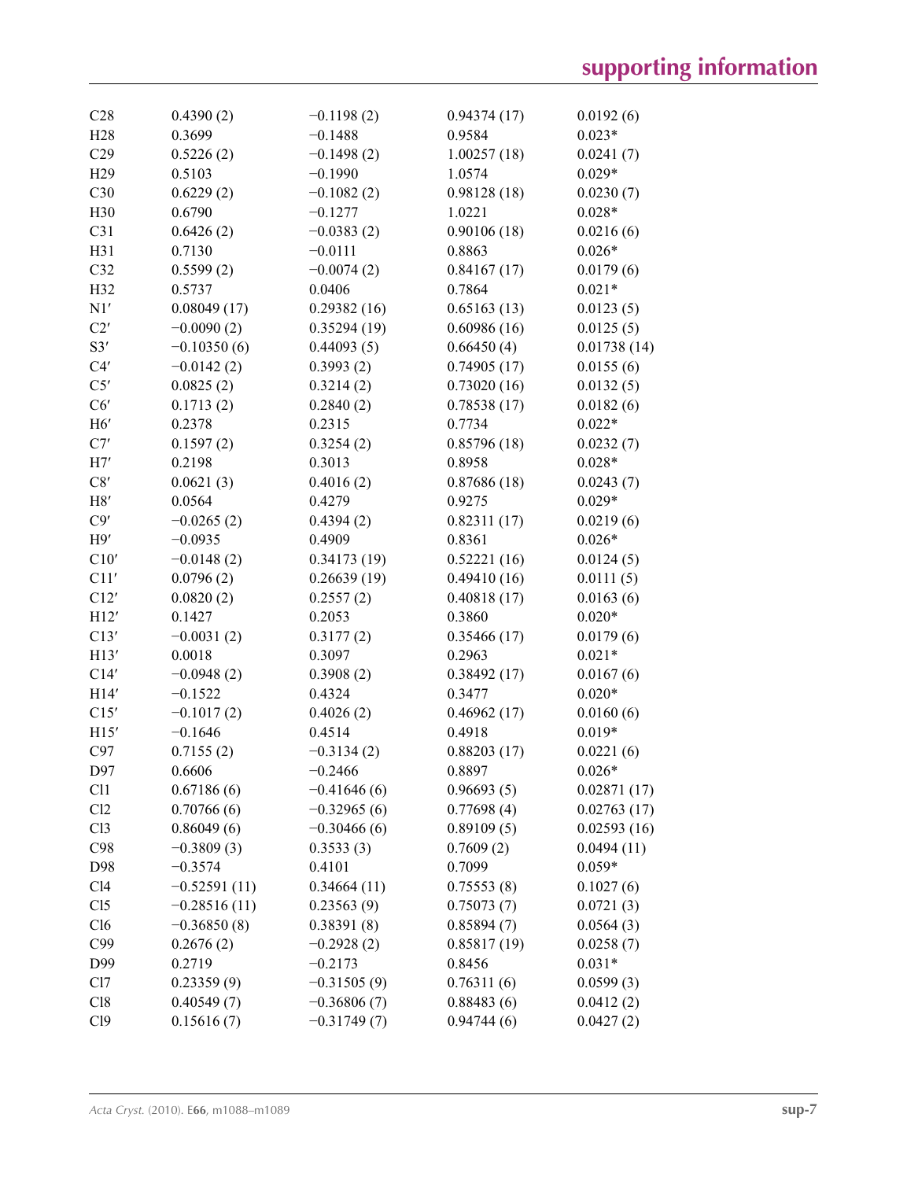| | | | | |
|---|---|---|---|---|
| C28 | 0.4390 (2) | −0.1198 (2) | 0.94374 (17) | 0.0192 (6) |
| H28 | 0.3699 | −0.1488 | 0.9584 | 0.023* |
| C29 | 0.5226 (2) | −0.1498 (2) | 1.00257 (18) | 0.0241 (7) |
| H29 | 0.5103 | −0.1990 | 1.0574 | 0.029* |
| C30 | 0.6229 (2) | −0.1082 (2) | 0.98128 (18) | 0.0230 (7) |
| H30 | 0.6790 | −0.1277 | 1.0221 | 0.028* |
| C31 | 0.6426 (2) | −0.0383 (2) | 0.90106 (18) | 0.0216 (6) |
| H31 | 0.7130 | −0.0111 | 0.8863 | 0.026* |
| C32 | 0.5599 (2) | −0.0074 (2) | 0.84167 (17) | 0.0179 (6) |
| H32 | 0.5737 | 0.0406 | 0.7864 | 0.021* |
| N1′ | 0.08049 (17) | 0.29382 (16) | 0.65163 (13) | 0.0123 (5) |
| C2′ | −0.0090 (2) | 0.35294 (19) | 0.60986 (16) | 0.0125 (5) |
| S3′ | −0.10350 (6) | 0.44093 (5) | 0.66450 (4) | 0.01738 (14) |
| C4′ | −0.0142 (2) | 0.3993 (2) | 0.74905 (17) | 0.0155 (6) |
| C5′ | 0.0825 (2) | 0.3214 (2) | 0.73020 (16) | 0.0132 (5) |
| C6′ | 0.1713 (2) | 0.2840 (2) | 0.78538 (17) | 0.0182 (6) |
| H6′ | 0.2378 | 0.2315 | 0.7734 | 0.022* |
| C7′ | 0.1597 (2) | 0.3254 (2) | 0.85796 (18) | 0.0232 (7) |
| H7′ | 0.2198 | 0.3013 | 0.8958 | 0.028* |
| C8′ | 0.0621 (3) | 0.4016 (2) | 0.87686 (18) | 0.0243 (7) |
| H8′ | 0.0564 | 0.4279 | 0.9275 | 0.029* |
| C9′ | −0.0265 (2) | 0.4394 (2) | 0.82311 (17) | 0.0219 (6) |
| H9′ | −0.0935 | 0.4909 | 0.8361 | 0.026* |
| C10′ | −0.0148 (2) | 0.34173 (19) | 0.52221 (16) | 0.0124 (5) |
| C11′ | 0.0796 (2) | 0.26639 (19) | 0.49410 (16) | 0.0111 (5) |
| C12′ | 0.0820 (2) | 0.2557 (2) | 0.40818 (17) | 0.0163 (6) |
| H12′ | 0.1427 | 0.2053 | 0.3860 | 0.020* |
| C13′ | −0.0031 (2) | 0.3177 (2) | 0.35466 (17) | 0.0179 (6) |
| H13′ | 0.0018 | 0.3097 | 0.2963 | 0.021* |
| C14′ | −0.0948 (2) | 0.3908 (2) | 0.38492 (17) | 0.0167 (6) |
| H14′ | −0.1522 | 0.4324 | 0.3477 | 0.020* |
| C15′ | −0.1017 (2) | 0.4026 (2) | 0.46962 (17) | 0.0160 (6) |
| H15′ | −0.1646 | 0.4514 | 0.4918 | 0.019* |
| C97 | 0.7155 (2) | −0.3134 (2) | 0.88203 (17) | 0.0221 (6) |
| D97 | 0.6606 | −0.2466 | 0.8897 | 0.026* |
| Cl1 | 0.67186 (6) | −0.41646 (6) | 0.96693 (5) | 0.02871 (17) |
| Cl2 | 0.70766 (6) | −0.32965 (6) | 0.77698 (4) | 0.02763 (17) |
| Cl3 | 0.86049 (6) | −0.30466 (6) | 0.89109 (5) | 0.02593 (16) |
| C98 | −0.3809 (3) | 0.3533 (3) | 0.7609 (2) | 0.0494 (11) |
| D98 | −0.3574 | 0.4101 | 0.7099 | 0.059* |
| Cl4 | −0.52591 (11) | 0.34664 (11) | 0.75553 (8) | 0.1027 (6) |
| Cl5 | −0.28516 (11) | 0.23563 (9) | 0.75073 (7) | 0.0721 (3) |
| Cl6 | −0.36850 (8) | 0.38391 (8) | 0.85894 (7) | 0.0564 (3) |
| C99 | 0.2676 (2) | −0.2928 (2) | 0.85817 (19) | 0.0258 (7) |
| D99 | 0.2719 | −0.2173 | 0.8456 | 0.031* |
| Cl7 | 0.23359 (9) | −0.31505 (9) | 0.76311 (6) | 0.0599 (3) |
| Cl8 | 0.40549 (7) | −0.36806 (7) | 0.88483 (6) | 0.0412 (2) |
| Cl9 | 0.15616 (7) | −0.31749 (7) | 0.94744 (6) | 0.0427 (2) |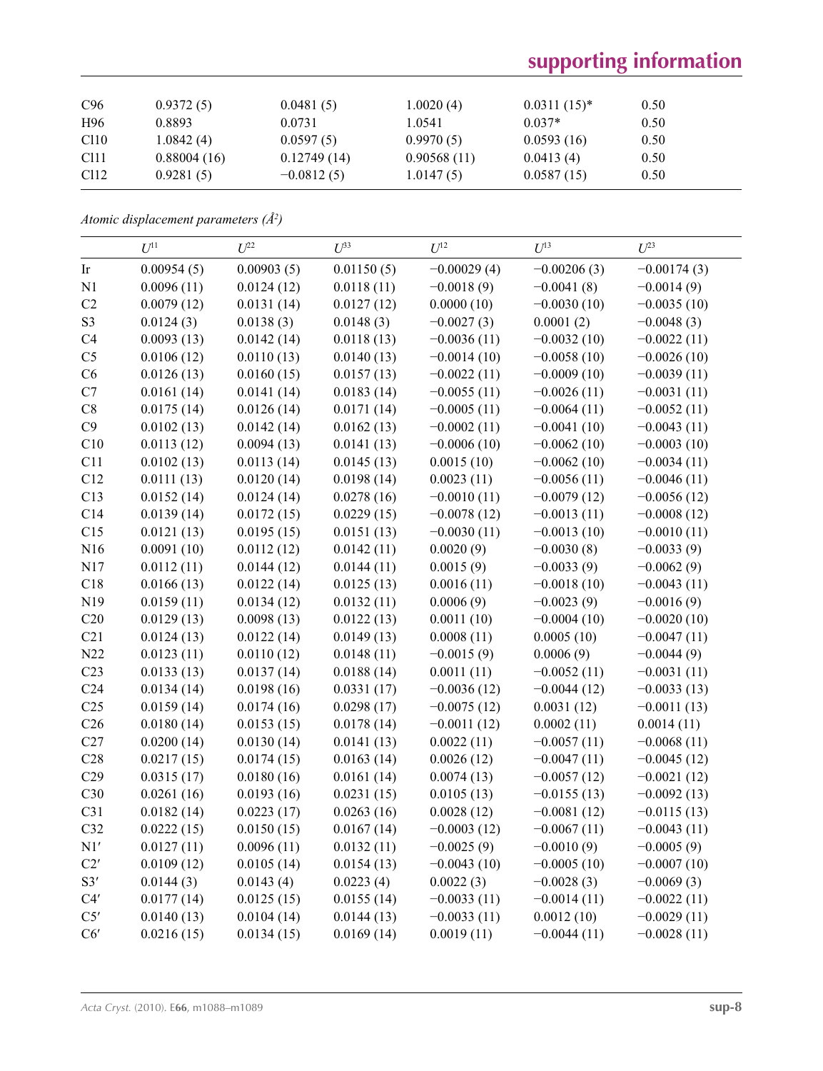| | | | | | |
|---|---|---|---|---|---|
| C96 | 0.9372 (5) | 0.0481 (5) | 1.0020 (4) | 0.0311 (15)* | 0.50 |
| H96 | 0.8893 | 0.0731 | 1.0541 | 0.037* | 0.50 |
| Cl10 | 1.0842 (4) | 0.0597 (5) | 0.9970 (5) | 0.0593 (16) | 0.50 |
| Cl11 | 0.88004 (16) | 0.12749 (14) | 0.90568 (11) | 0.0413 (4) | 0.50 |
| Cl12 | 0.9281 (5) | −0.0812 (5) | 1.0147 (5) | 0.0587 (15) | 0.50 |

*Atomic displacement parameters (Å²)*

| | $U^{11}$ | $U^{22}$ | $U^{33}$ | $U^{12}$ | $U^{13}$ | $U^{23}$ |
|---|---|---|---|---|---|---|
| Ir | 0.00954 (5) | 0.00903 (5) | 0.01150 (5) | −0.00029 (4) | −0.00206 (3) | −0.00174 (3) |
| N1 | 0.0096 (11) | 0.0124 (12) | 0.0118 (11) | −0.0018 (9) | −0.0041 (8) | −0.0014 (9) |
| C2 | 0.0079 (12) | 0.0131 (14) | 0.0127 (12) | 0.0000 (10) | −0.0030 (10) | −0.0035 (10) |
| S3 | 0.0124 (3) | 0.0138 (3) | 0.0148 (3) | −0.0027 (3) | 0.0001 (2) | −0.0048 (3) |
| C4 | 0.0093 (13) | 0.0142 (14) | 0.0118 (13) | −0.0036 (11) | −0.0032 (10) | −0.0022 (11) |
| C5 | 0.0106 (12) | 0.0110 (13) | 0.0140 (13) | −0.0014 (10) | −0.0058 (10) | −0.0026 (10) |
| C6 | 0.0126 (13) | 0.0160 (15) | 0.0157 (13) | −0.0022 (11) | −0.0009 (10) | −0.0039 (11) |
| C7 | 0.0161 (14) | 0.0141 (14) | 0.0183 (14) | −0.0055 (11) | −0.0026 (11) | −0.0031 (11) |
| C8 | 0.0175 (14) | 0.0126 (14) | 0.0171 (14) | −0.0005 (11) | −0.0064 (11) | −0.0052 (11) |
| C9 | 0.0102 (13) | 0.0142 (14) | 0.0162 (13) | −0.0002 (11) | −0.0041 (10) | −0.0043 (11) |
| C10 | 0.0113 (12) | 0.0094 (13) | 0.0141 (13) | −0.0006 (10) | −0.0062 (10) | −0.0003 (10) |
| C11 | 0.0102 (13) | 0.0113 (14) | 0.0145 (13) | 0.0015 (10) | −0.0062 (10) | −0.0034 (11) |
| C12 | 0.0111 (13) | 0.0120 (14) | 0.0198 (14) | 0.0023 (11) | −0.0056 (11) | −0.0046 (11) |
| C13 | 0.0152 (14) | 0.0124 (14) | 0.0278 (16) | −0.0010 (11) | −0.0079 (12) | −0.0056 (12) |
| C14 | 0.0139 (14) | 0.0172 (15) | 0.0229 (15) | −0.0078 (12) | −0.0013 (11) | −0.0008 (12) |
| C15 | 0.0121 (13) | 0.0195 (15) | 0.0151 (13) | −0.0030 (11) | −0.0013 (10) | −0.0010 (11) |
| N16 | 0.0091 (10) | 0.0112 (12) | 0.0142 (11) | 0.0020 (9) | −0.0030 (8) | −0.0033 (9) |
| N17 | 0.0112 (11) | 0.0144 (12) | 0.0144 (11) | 0.0015 (9) | −0.0033 (9) | −0.0062 (9) |
| C18 | 0.0166 (13) | 0.0122 (14) | 0.0125 (13) | 0.0016 (11) | −0.0018 (10) | −0.0043 (11) |
| N19 | 0.0159 (11) | 0.0134 (12) | 0.0132 (11) | 0.0006 (9) | −0.0023 (9) | −0.0016 (9) |
| C20 | 0.0129 (13) | 0.0098 (13) | 0.0122 (13) | 0.0011 (10) | −0.0004 (10) | −0.0020 (10) |
| C21 | 0.0124 (13) | 0.0122 (14) | 0.0149 (13) | 0.0008 (11) | 0.0005 (10) | −0.0047 (11) |
| N22 | 0.0123 (11) | 0.0110 (12) | 0.0148 (11) | −0.0015 (9) | 0.0006 (9) | −0.0044 (9) |
| C23 | 0.0133 (13) | 0.0137 (14) | 0.0188 (14) | 0.0011 (11) | −0.0052 (11) | −0.0031 (11) |
| C24 | 0.0134 (14) | 0.0198 (16) | 0.0331 (17) | −0.0036 (12) | −0.0044 (12) | −0.0033 (13) |
| C25 | 0.0159 (14) | 0.0174 (16) | 0.0298 (17) | −0.0075 (12) | 0.0031 (12) | −0.0011 (13) |
| C26 | 0.0180 (14) | 0.0153 (15) | 0.0178 (14) | −0.0011 (12) | 0.0002 (11) | 0.0014 (11) |
| C27 | 0.0200 (14) | 0.0130 (14) | 0.0141 (13) | 0.0022 (11) | −0.0057 (11) | −0.0068 (11) |
| C28 | 0.0217 (15) | 0.0174 (15) | 0.0163 (14) | 0.0026 (12) | −0.0047 (11) | −0.0045 (12) |
| C29 | 0.0315 (17) | 0.0180 (16) | 0.0161 (14) | 0.0074 (13) | −0.0057 (12) | −0.0021 (12) |
| C30 | 0.0261 (16) | 0.0193 (16) | 0.0231 (15) | 0.0105 (13) | −0.0155 (13) | −0.0092 (13) |
| C31 | 0.0182 (14) | 0.0223 (17) | 0.0263 (16) | 0.0028 (12) | −0.0081 (12) | −0.0115 (13) |
| C32 | 0.0222 (15) | 0.0150 (15) | 0.0167 (14) | −0.0003 (12) | −0.0067 (11) | −0.0043 (11) |
| N1′ | 0.0127 (11) | 0.0096 (11) | 0.0132 (11) | −0.0025 (9) | −0.0010 (9) | −0.0005 (9) |
| C2′ | 0.0109 (12) | 0.0105 (14) | 0.0154 (13) | −0.0043 (10) | −0.0005 (10) | −0.0007 (10) |
| S3′ | 0.0144 (3) | 0.0143 (4) | 0.0223 (4) | 0.0022 (3) | −0.0028 (3) | −0.0069 (3) |
| C4′ | 0.0177 (14) | 0.0125 (15) | 0.0155 (14) | −0.0033 (11) | −0.0014 (11) | −0.0022 (11) |
| C5′ | 0.0140 (13) | 0.0104 (14) | 0.0144 (13) | −0.0033 (11) | 0.0012 (10) | −0.0029 (11) |
| C6′ | 0.0216 (15) | 0.0134 (15) | 0.0169 (14) | 0.0019 (11) | −0.0044 (11) | −0.0028 (11) |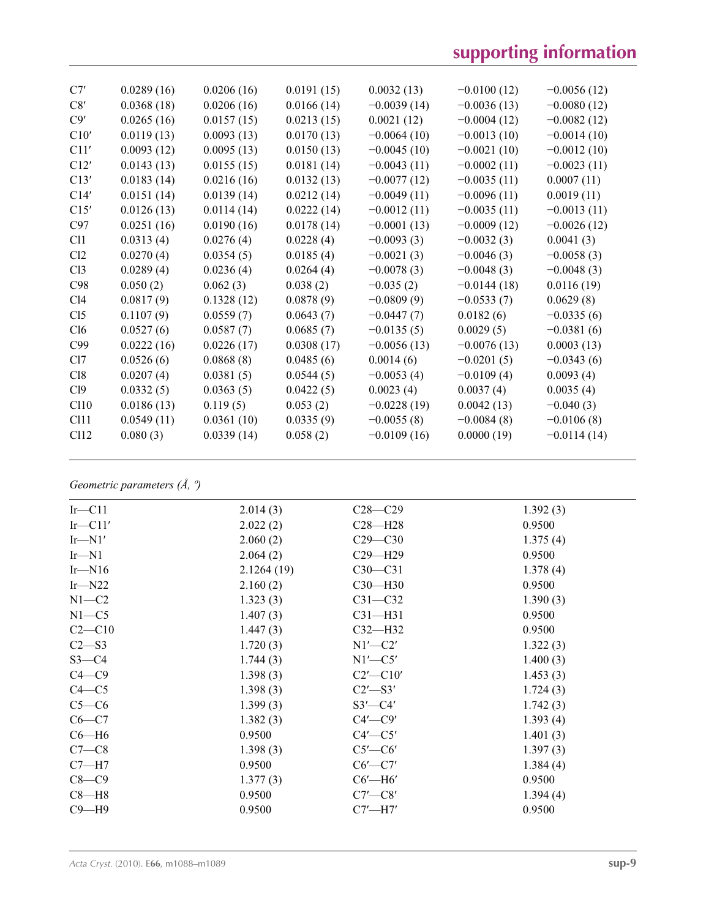| | | | | | |
|---|---|---|---|---|---|
| C7′ | 0.0289 (16) | 0.0206 (16) | 0.0191 (15) | 0.0032 (13) | −0.0100 (12) | −0.0056 (12) |
| C8′ | 0.0368 (18) | 0.0206 (16) | 0.0166 (14) | −0.0039 (14) | −0.0036 (13) | −0.0080 (12) |
| C9′ | 0.0265 (16) | 0.0157 (15) | 0.0213 (15) | 0.0021 (12) | −0.0004 (12) | −0.0082 (12) |
| C10′ | 0.0119 (13) | 0.0093 (13) | 0.0170 (13) | −0.0064 (10) | −0.0013 (10) | −0.0014 (10) |
| C11′ | 0.0093 (12) | 0.0095 (13) | 0.0150 (13) | −0.0045 (10) | −0.0021 (10) | −0.0012 (10) |
| C12′ | 0.0143 (13) | 0.0155 (15) | 0.0181 (14) | −0.0043 (11) | −0.0002 (11) | −0.0023 (11) |
| C13′ | 0.0183 (14) | 0.0216 (16) | 0.0132 (13) | −0.0077 (12) | −0.0035 (11) | 0.0007 (11) |
| C14′ | 0.0151 (14) | 0.0139 (14) | 0.0212 (14) | −0.0049 (11) | −0.0096 (11) | 0.0019 (11) |
| C15′ | 0.0126 (13) | 0.0114 (14) | 0.0222 (14) | −0.0012 (11) | −0.0035 (11) | −0.0013 (11) |
| C97 | 0.0251 (16) | 0.0190 (16) | 0.0178 (14) | −0.0001 (13) | −0.0009 (12) | −0.0026 (12) |
| Cl1 | 0.0313 (4) | 0.0276 (4) | 0.0228 (4) | −0.0093 (3) | −0.0032 (3) | 0.0041 (3) |
| Cl2 | 0.0270 (4) | 0.0354 (5) | 0.0185 (4) | −0.0021 (3) | −0.0046 (3) | −0.0058 (3) |
| Cl3 | 0.0289 (4) | 0.0236 (4) | 0.0264 (4) | −0.0078 (3) | −0.0048 (3) | −0.0048 (3) |
| C98 | 0.050 (2) | 0.062 (3) | 0.038 (2) | −0.035 (2) | −0.0144 (18) | 0.0116 (19) |
| Cl4 | 0.0817 (9) | 0.1328 (12) | 0.0878 (9) | −0.0809 (9) | −0.0533 (7) | 0.0629 (8) |
| Cl5 | 0.1107 (9) | 0.0559 (7) | 0.0643 (7) | −0.0447 (7) | 0.0182 (6) | −0.0335 (6) |
| Cl6 | 0.0527 (6) | 0.0587 (7) | 0.0685 (7) | −0.0135 (5) | 0.0029 (5) | −0.0381 (6) |
| C99 | 0.0222 (16) | 0.0226 (17) | 0.0308 (17) | −0.0056 (13) | −0.0076 (13) | 0.0003 (13) |
| Cl7 | 0.0526 (6) | 0.0868 (8) | 0.0485 (6) | 0.0014 (6) | −0.0201 (5) | −0.0343 (6) |
| Cl8 | 0.0207 (4) | 0.0381 (5) | 0.0544 (5) | −0.0053 (4) | −0.0109 (4) | 0.0093 (4) |
| Cl9 | 0.0332 (5) | 0.0363 (5) | 0.0422 (5) | 0.0023 (4) | 0.0037 (4) | 0.0035 (4) |
| Cl10 | 0.0186 (13) | 0.119 (5) | 0.053 (2) | −0.0228 (19) | 0.0042 (13) | −0.040 (3) |
| Cl11 | 0.0549 (11) | 0.0361 (10) | 0.0335 (9) | −0.0055 (8) | −0.0084 (8) | −0.0106 (8) |
| Cl12 | 0.080 (3) | 0.0339 (14) | 0.058 (2) | −0.0109 (16) | 0.0000 (19) | −0.0114 (14) |

*Geometric parameters (Å, º)*

| | | | |
|---|---|---|---|
| Ir—C11 | 2.014 (3) | C28—C29 | 1.392 (3) |
| Ir—C11′ | 2.022 (2) | C28—H28 | 0.9500 |
| Ir—N1′ | 2.060 (2) | C29—C30 | 1.375 (4) |
| Ir—N1 | 2.064 (2) | C29—H29 | 0.9500 |
| Ir—N16 | 2.1264 (19) | C30—C31 | 1.378 (4) |
| Ir—N22 | 2.160 (2) | C30—H30 | 0.9500 |
| N1—C2 | 1.323 (3) | C31—C32 | 1.390 (3) |
| N1—C5 | 1.407 (3) | C31—H31 | 0.9500 |
| C2—C10 | 1.447 (3) | C32—H32 | 0.9500 |
| C2—S3 | 1.720 (3) | N1′—C2′ | 1.322 (3) |
| S3—C4 | 1.744 (3) | N1′—C5′ | 1.400 (3) |
| C4—C9 | 1.398 (3) | C2′—C10′ | 1.453 (3) |
| C4—C5 | 1.398 (3) | C2′—S3′ | 1.724 (3) |
| C5—C6 | 1.399 (3) | S3′—C4′ | 1.742 (3) |
| C6—C7 | 1.382 (3) | C4′—C9′ | 1.393 (4) |
| C6—H6 | 0.9500 | C4′—C5′ | 1.401 (3) |
| C7—C8 | 1.398 (3) | C5′—C6′ | 1.397 (3) |
| C7—H7 | 0.9500 | C6′—C7′ | 1.384 (4) |
| C8—C9 | 1.377 (3) | C6′—H6′ | 0.9500 |
| C8—H8 | 0.9500 | C7′—C8′ | 1.394 (4) |
| C9—H9 | 0.9500 | C7′—H7′ | 0.9500 |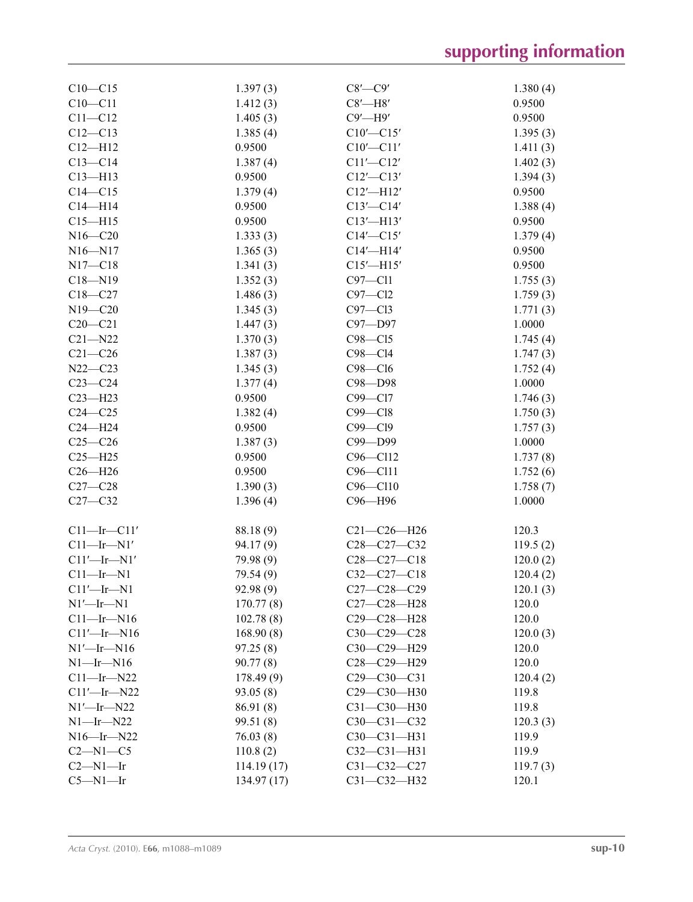| | | | |
|---|---|---|---|
| C10—C15 | 1.397 (3) | C8′—C9′ | 1.380 (4) |
| C10—C11 | 1.412 (3) | C8′—H8′ | 0.9500 |
| C11—C12 | 1.405 (3) | C9′—H9′ | 0.9500 |
| C12—C13 | 1.385 (4) | C10′—C15′ | 1.395 (3) |
| C12—H12 | 0.9500 | C10′—C11′ | 1.411 (3) |
| C13—C14 | 1.387 (4) | C11′—C12′ | 1.402 (3) |
| C13—H13 | 0.9500 | C12′—C13′ | 1.394 (3) |
| C14—C15 | 1.379 (4) | C12′—H12′ | 0.9500 |
| C14—H14 | 0.9500 | C13′—C14′ | 1.388 (4) |
| C15—H15 | 0.9500 | C13′—H13′ | 0.9500 |
| N16—C20 | 1.333 (3) | C14′—C15′ | 1.379 (4) |
| N16—N17 | 1.365 (3) | C14′—H14′ | 0.9500 |
| N17—C18 | 1.341 (3) | C15′—H15′ | 0.9500 |
| C18—N19 | 1.352 (3) | C97—Cl1 | 1.755 (3) |
| C18—C27 | 1.486 (3) | C97—Cl2 | 1.759 (3) |
| N19—C20 | 1.345 (3) | C97—Cl3 | 1.771 (3) |
| C20—C21 | 1.447 (3) | C97—D97 | 1.0000 |
| C21—N22 | 1.370 (3) | C98—Cl5 | 1.745 (4) |
| C21—C26 | 1.387 (3) | C98—Cl4 | 1.747 (3) |
| N22—C23 | 1.345 (3) | C98—Cl6 | 1.752 (4) |
| C23—C24 | 1.377 (4) | C98—D98 | 1.0000 |
| C23—H23 | 0.9500 | C99—Cl7 | 1.746 (3) |
| C24—C25 | 1.382 (4) | C99—Cl8 | 1.750 (3) |
| C24—H24 | 0.9500 | C99—Cl9 | 1.757 (3) |
| C25—C26 | 1.387 (3) | C99—D99 | 1.0000 |
| C25—H25 | 0.9500 | C96—Cl12 | 1.737 (8) |
| C26—H26 | 0.9500 | C96—Cl11 | 1.752 (6) |
| C27—C28 | 1.390 (3) | C96—Cl10 | 1.758 (7) |
| C27—C32 | 1.396 (4) | C96—H96 | 1.0000 |

| | | | |
|---|---|---|---|
| C11—Ir—C11′ | 88.18 (9) | C21—C26—H26 | 120.3 |
| C11—Ir—N1′ | 94.17 (9) | C28—C27—C32 | 119.5 (2) |
| C11′—Ir—N1′ | 79.98 (9) | C28—C27—C18 | 120.0 (2) |
| C11—Ir—N1 | 79.54 (9) | C32—C27—C18 | 120.4 (2) |
| C11′—Ir—N1 | 92.98 (9) | C27—C28—C29 | 120.1 (3) |
| N1′—Ir—N1 | 170.77 (8) | C27—C28—H28 | 120.0 |
| C11—Ir—N16 | 102.78 (8) | C29—C28—H28 | 120.0 |
| C11′—Ir—N16 | 168.90 (8) | C30—C29—C28 | 120.0 (3) |
| N1′—Ir—N16 | 97.25 (8) | C30—C29—H29 | 120.0 |
| N1—Ir—N16 | 90.77 (8) | C28—C29—H29 | 120.0 |
| C11—Ir—N22 | 178.49 (9) | C29—C30—C31 | 120.4 (2) |
| C11′—Ir—N22 | 93.05 (8) | C29—C30—H30 | 119.8 |
| N1′—Ir—N22 | 86.91 (8) | C31—C30—H30 | 119.8 |
| N1—Ir—N22 | 99.51 (8) | C30—C31—C32 | 120.3 (3) |
| N16—Ir—N22 | 76.03 (8) | C30—C31—H31 | 119.9 |
| C2—N1—C5 | 110.8 (2) | C32—C31—H31 | 119.9 |
| C2—N1—Ir | 114.19 (17) | C31—C32—C27 | 119.7 (3) |
| C5—N1—Ir | 134.97 (17) | C31—C32—H32 | 120.1 |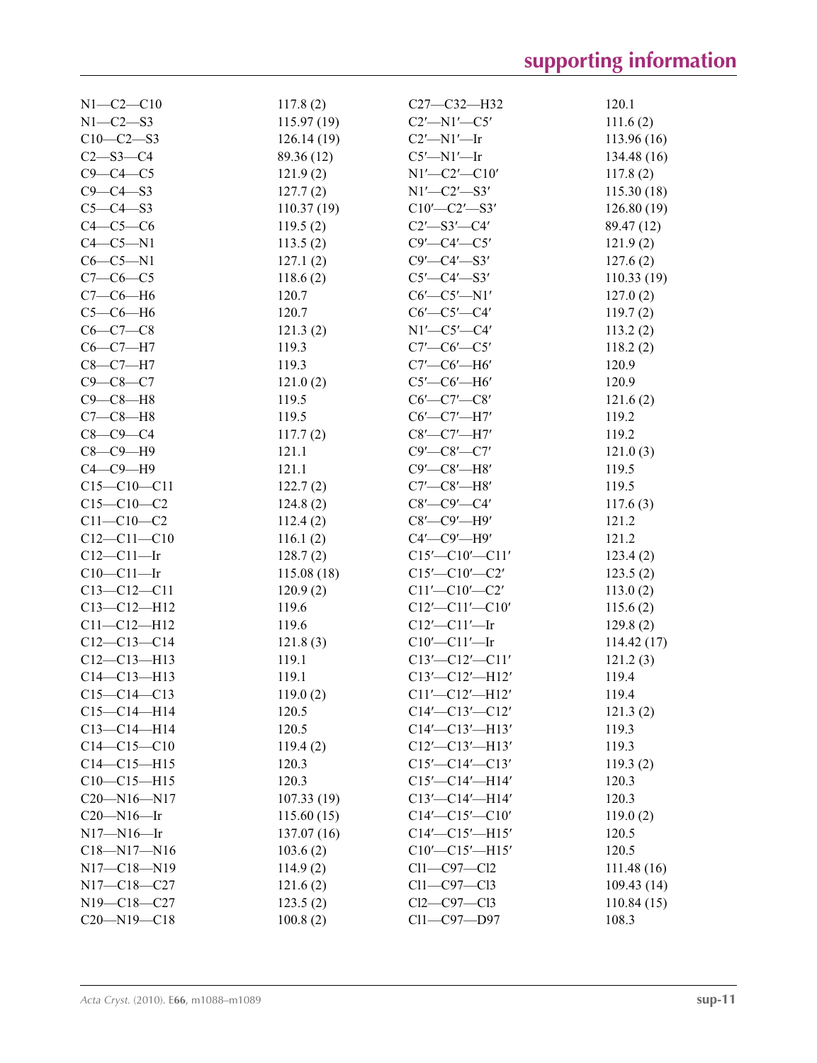| | | | |
|---|---|---|---|
| N1—C2—C10 | 117.8 (2) | C27—C32—H32 | 120.1 |
| N1—C2—S3 | 115.97 (19) | C2′—N1′—C5′ | 111.6 (2) |
| C10—C2—S3 | 126.14 (19) | C2′—N1′—Ir | 113.96 (16) |
| C2—S3—C4 | 89.36 (12) | C5′—N1′—Ir | 134.48 (16) |
| C9—C4—C5 | 121.9 (2) | N1′—C2′—C10′ | 117.8 (2) |
| C9—C4—S3 | 127.7 (2) | N1′—C2′—S3′ | 115.30 (18) |
| C5—C4—S3 | 110.37 (19) | C10′—C2′—S3′ | 126.80 (19) |
| C4—C5—C6 | 119.5 (2) | C2′—S3′—C4′ | 89.47 (12) |
| C4—C5—N1 | 113.5 (2) | C9′—C4′—C5′ | 121.9 (2) |
| C6—C5—N1 | 127.1 (2) | C9′—C4′—S3′ | 127.6 (2) |
| C7—C6—C5 | 118.6 (2) | C5′—C4′—S3′ | 110.33 (19) |
| C7—C6—H6 | 120.7 | C6′—C5′—N1′ | 127.0 (2) |
| C5—C6—H6 | 120.7 | C6′—C5′—C4′ | 119.7 (2) |
| C6—C7—C8 | 121.3 (2) | N1′—C5′—C4′ | 113.2 (2) |
| C6—C7—H7 | 119.3 | C7′—C6′—C5′ | 118.2 (2) |
| C8—C7—H7 | 119.3 | C7′—C6′—H6′ | 120.9 |
| C9—C8—C7 | 121.0 (2) | C5′—C6′—H6′ | 120.9 |
| C9—C8—H8 | 119.5 | C6′—C7′—C8′ | 121.6 (2) |
| C7—C8—H8 | 119.5 | C6′—C7′—H7′ | 119.2 |
| C8—C9—C4 | 117.7 (2) | C8′—C7′—H7′ | 119.2 |
| C8—C9—H9 | 121.1 | C9′—C8′—C7′ | 121.0 (3) |
| C4—C9—H9 | 121.1 | C9′—C8′—H8′ | 119.5 |
| C15—C10—C11 | 122.7 (2) | C7′—C8′—H8′ | 119.5 |
| C15—C10—C2 | 124.8 (2) | C8′—C9′—C4′ | 117.6 (3) |
| C11—C10—C2 | 112.4 (2) | C8′—C9′—H9′ | 121.2 |
| C12—C11—C10 | 116.1 (2) | C4′—C9′—H9′ | 121.2 |
| C12—C11—Ir | 128.7 (2) | C15′—C10′—C11′ | 123.4 (2) |
| C10—C11—Ir | 115.08 (18) | C15′—C10′—C2′ | 123.5 (2) |
| C13—C12—C11 | 120.9 (2) | C11′—C10′—C2′ | 113.0 (2) |
| C13—C12—H12 | 119.6 | C12′—C11′—C10′ | 115.6 (2) |
| C11—C12—H12 | 119.6 | C12′—C11′—Ir | 129.8 (2) |
| C12—C13—C14 | 121.8 (3) | C10′—C11′—Ir | 114.42 (17) |
| C12—C13—H13 | 119.1 | C13′—C12′—C11′ | 121.2 (3) |
| C14—C13—H13 | 119.1 | C13′—C12′—H12′ | 119.4 |
| C15—C14—C13 | 119.0 (2) | C11′—C12′—H12′ | 119.4 |
| C15—C14—H14 | 120.5 | C14′—C13′—C12′ | 121.3 (2) |
| C13—C14—H14 | 120.5 | C14′—C13′—H13′ | 119.3 |
| C14—C15—C10 | 119.4 (2) | C12′—C13′—H13′ | 119.3 |
| C14—C15—H15 | 120.3 | C15′—C14′—C13′ | 119.3 (2) |
| C10—C15—H15 | 120.3 | C15′—C14′—H14′ | 120.3 |
| C20—N16—N17 | 107.33 (19) | C13′—C14′—H14′ | 120.3 |
| C20—N16—Ir | 115.60 (15) | C14′—C15′—C10′ | 119.0 (2) |
| N17—N16—Ir | 137.07 (16) | C14′—C15′—H15′ | 120.5 |
| C18—N17—N16 | 103.6 (2) | C10′—C15′—H15′ | 120.5 |
| N17—C18—N19 | 114.9 (2) | Cl1—C97—Cl2 | 111.48 (16) |
| N17—C18—C27 | 121.6 (2) | Cl1—C97—Cl3 | 109.43 (14) |
| N19—C18—C27 | 123.5 (2) | Cl2—C97—Cl3 | 110.84 (15) |
| C20—N19—C18 | 100.8 (2) | Cl1—C97—D97 | 108.3 |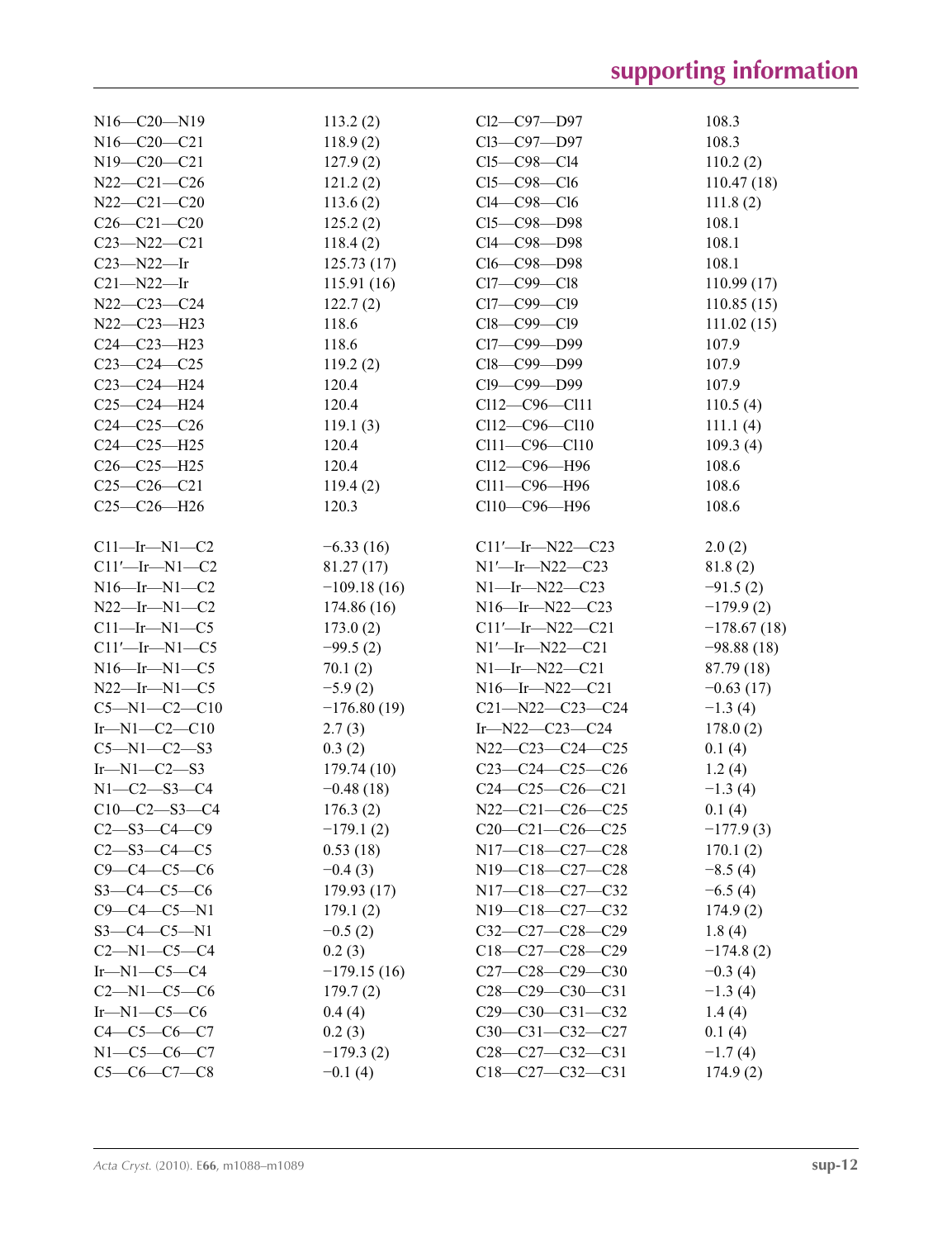| | | | |
|---|---|---|---|
| N16—C20—N19 | 113.2 (2) | Cl2—C97—D97 | 108.3 |
| N16—C20—C21 | 118.9 (2) | Cl3—C97—D97 | 108.3 |
| N19—C20—C21 | 127.9 (2) | Cl5—C98—Cl4 | 110.2 (2) |
| N22—C21—C26 | 121.2 (2) | Cl5—C98—Cl6 | 110.47 (18) |
| N22—C21—C20 | 113.6 (2) | Cl4—C98—Cl6 | 111.8 (2) |
| C26—C21—C20 | 125.2 (2) | Cl5—C98—D98 | 108.1 |
| C23—N22—C21 | 118.4 (2) | Cl4—C98—D98 | 108.1 |
| C23—N22—Ir | 125.73 (17) | Cl6—C98—D98 | 108.1 |
| C21—N22—Ir | 115.91 (16) | Cl7—C99—Cl8 | 110.99 (17) |
| N22—C23—C24 | 122.7 (2) | Cl7—C99—Cl9 | 110.85 (15) |
| N22—C23—H23 | 118.6 | Cl8—C99—Cl9 | 111.02 (15) |
| C24—C23—H23 | 118.6 | Cl7—C99—D99 | 107.9 |
| C23—C24—C25 | 119.2 (2) | Cl8—C99—D99 | 107.9 |
| C23—C24—H24 | 120.4 | Cl9—C99—D99 | 107.9 |
| C25—C24—H24 | 120.4 | Cl12—C96—Cl11 | 110.5 (4) |
| C24—C25—C26 | 119.1 (3) | Cl12—C96—Cl10 | 111.1 (4) |
| C24—C25—H25 | 120.4 | Cl11—C96—Cl10 | 109.3 (4) |
| C26—C25—H25 | 120.4 | Cl12—C96—H96 | 108.6 |
| C25—C26—C21 | 119.4 (2) | Cl11—C96—H96 | 108.6 |
| C25—C26—H26 | 120.3 | Cl10—C96—H96 | 108.6 |

| | | | |
|---|---|---|---|
| C11—Ir—N1—C2 | −6.33 (16) | C11′—Ir—N22—C23 | 2.0 (2) |
| C11′—Ir—N1—C2 | 81.27 (17) | N1′—Ir—N22—C23 | 81.8 (2) |
| N16—Ir—N1—C2 | −109.18 (16) | N1—Ir—N22—C23 | −91.5 (2) |
| N22—Ir—N1—C2 | 174.86 (16) | N16—Ir—N22—C23 | −179.9 (2) |
| C11—Ir—N1—C5 | 173.0 (2) | C11′—Ir—N22—C21 | −178.67 (18) |
| C11′—Ir—N1—C5 | −99.5 (2) | N1′—Ir—N22—C21 | −98.88 (18) |
| N16—Ir—N1—C5 | 70.1 (2) | N1—Ir—N22—C21 | 87.79 (18) |
| N22—Ir—N1—C5 | −5.9 (2) | N16—Ir—N22—C21 | −0.63 (17) |
| C5—N1—C2—C10 | −176.80 (19) | C21—N22—C23—C24 | −1.3 (4) |
| Ir—N1—C2—C10 | 2.7 (3) | Ir—N22—C23—C24 | 178.0 (2) |
| C5—N1—C2—S3 | 0.3 (2) | N22—C23—C24—C25 | 0.1 (4) |
| Ir—N1—C2—S3 | 179.74 (10) | C23—C24—C25—C26 | 1.2 (4) |
| N1—C2—S3—C4 | −0.48 (18) | C24—C25—C26—C21 | −1.3 (4) |
| C10—C2—S3—C4 | 176.3 (2) | N22—C21—C26—C25 | 0.1 (4) |
| C2—S3—C4—C9 | −179.1 (2) | C20—C21—C26—C25 | −177.9 (3) |
| C2—S3—C4—C5 | 0.53 (18) | N17—C18—C27—C28 | 170.1 (2) |
| C9—C4—C5—C6 | −0.4 (3) | N19—C18—C27—C28 | −8.5 (4) |
| S3—C4—C5—C6 | 179.93 (17) | N17—C18—C27—C32 | −6.5 (4) |
| C9—C4—C5—N1 | 179.1 (2) | N19—C18—C27—C32 | 174.9 (2) |
| S3—C4—C5—N1 | −0.5 (2) | C32—C27—C28—C29 | 1.8 (4) |
| C2—N1—C5—C4 | 0.2 (3) | C18—C27—C28—C29 | −174.8 (2) |
| Ir—N1—C5—C4 | −179.15 (16) | C27—C28—C29—C30 | −0.3 (4) |
| C2—N1—C5—C6 | 179.7 (2) | C28—C29—C30—C31 | −1.3 (4) |
| Ir—N1—C5—C6 | 0.4 (4) | C29—C30—C31—C32 | 1.4 (4) |
| C4—C5—C6—C7 | 0.2 (3) | C30—C31—C32—C27 | 0.1 (4) |
| N1—C5—C6—C7 | −179.3 (2) | C28—C27—C32—C31 | −1.7 (4) |
| C5—C6—C7—C8 | −0.1 (4) | C18—C27—C32—C31 | 174.9 (2) |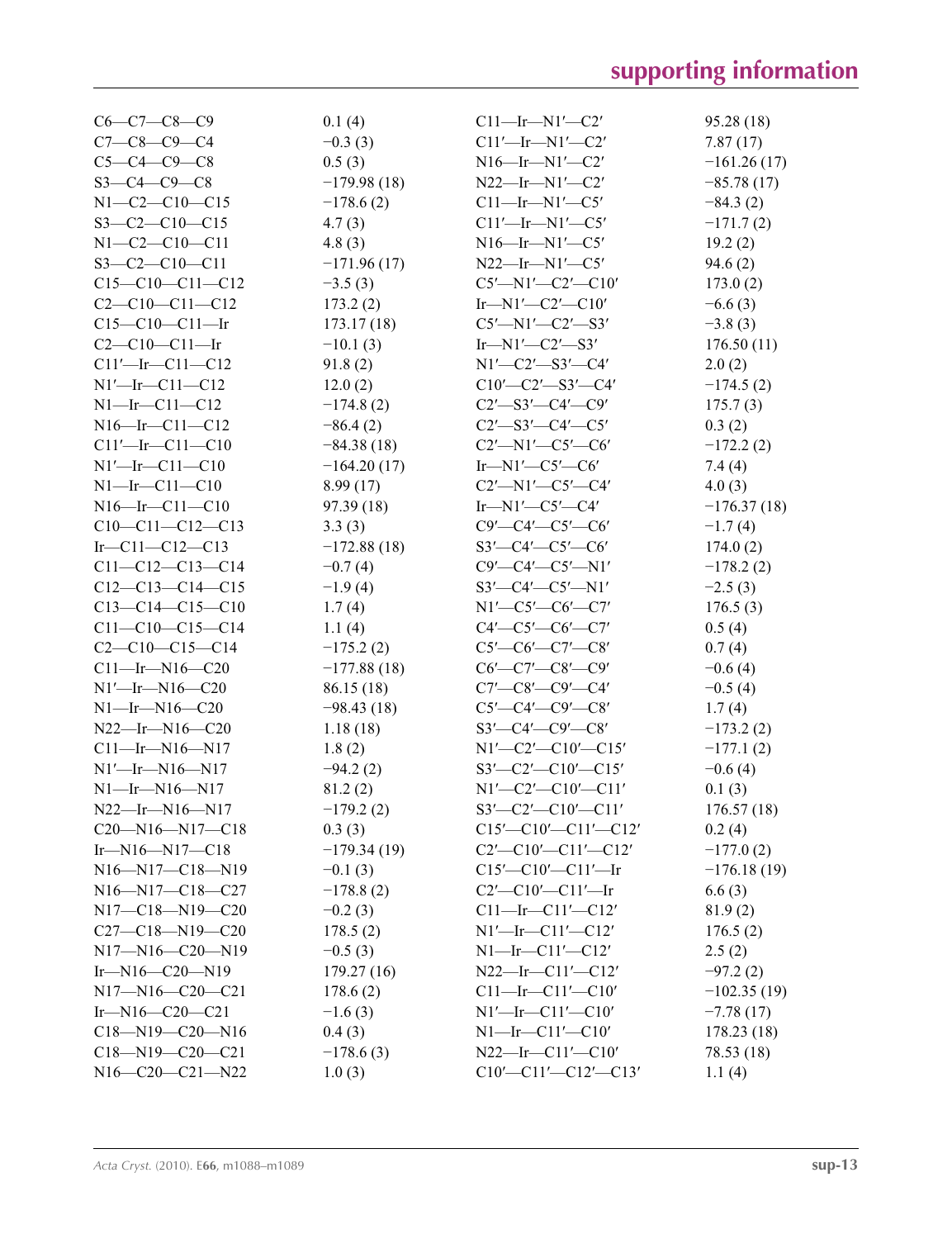| | | | |
|---|---|---|---|
| C6—C7—C8—C9 | 0.1 (4) | C11—Ir—N1′—C2′ | 95.28 (18) |
| C7—C8—C9—C4 | −0.3 (3) | C11′—Ir—N1′—C2′ | 7.87 (17) |
| C5—C4—C9—C8 | 0.5 (3) | N16—Ir—N1′—C2′ | −161.26 (17) |
| S3—C4—C9—C8 | −179.98 (18) | N22—Ir—N1′—C2′ | −85.78 (17) |
| N1—C2—C10—C15 | −178.6 (2) | C11—Ir—N1′—C5′ | −84.3 (2) |
| S3—C2—C10—C15 | 4.7 (3) | C11′—Ir—N1′—C5′ | −171.7 (2) |
| N1—C2—C10—C11 | 4.8 (3) | N16—Ir—N1′—C5′ | 19.2 (2) |
| S3—C2—C10—C11 | −171.96 (17) | N22—Ir—N1′—C5′ | 94.6 (2) |
| C15—C10—C11—C12 | −3.5 (3) | C5′—N1′—C2′—C10′ | 173.0 (2) |
| C2—C10—C11—C12 | 173.2 (2) | Ir—N1′—C2′—C10′ | −6.6 (3) |
| C15—C10—C11—Ir | 173.17 (18) | C5′—N1′—C2′—S3′ | −3.8 (3) |
| C2—C10—C11—Ir | −10.1 (3) | Ir—N1′—C2′—S3′ | 176.50 (11) |
| C11′—Ir—C11—C12 | 91.8 (2) | N1′—C2′—S3′—C4′ | 2.0 (2) |
| N1′—Ir—C11—C12 | 12.0 (2) | C10′—C2′—S3′—C4′ | −174.5 (2) |
| N1—Ir—C11—C12 | −174.8 (2) | C2′—S3′—C4′—C9′ | 175.7 (3) |
| N16—Ir—C11—C12 | −86.4 (2) | C2′—S3′—C4′—C5′ | 0.3 (2) |
| C11′—Ir—C11—C10 | −84.38 (18) | C2′—N1′—C5′—C6′ | −172.2 (2) |
| N1′—Ir—C11—C10 | −164.20 (17) | Ir—N1′—C5′—C6′ | 7.4 (4) |
| N1—Ir—C11—C10 | 8.99 (17) | C2′—N1′—C5′—C4′ | 4.0 (3) |
| N16—Ir—C11—C10 | 97.39 (18) | Ir—N1′—C5′—C4′ | −176.37 (18) |
| C10—C11—C12—C13 | 3.3 (3) | C9′—C4′—C5′—C6′ | −1.7 (4) |
| Ir—C11—C12—C13 | −172.88 (18) | S3′—C4′—C5′—C6′ | 174.0 (2) |
| C11—C12—C13—C14 | −0.7 (4) | C9′—C4′—C5′—N1′ | −178.2 (2) |
| C12—C13—C14—C15 | −1.9 (4) | S3′—C4′—C5′—N1′ | −2.5 (3) |
| C13—C14—C15—C10 | 1.7 (4) | N1′—C5′—C6′—C7′ | 176.5 (3) |
| C11—C10—C15—C14 | 1.1 (4) | C4′—C5′—C6′—C7′ | 0.5 (4) |
| C2—C10—C15—C14 | −175.2 (2) | C5′—C6′—C7′—C8′ | 0.7 (4) |
| C11—Ir—N16—C20 | −177.88 (18) | C6′—C7′—C8′—C9′ | −0.6 (4) |
| N1′—Ir—N16—C20 | 86.15 (18) | C7′—C8′—C9′—C4′ | −0.5 (4) |
| N1—Ir—N16—C20 | −98.43 (18) | C5′—C4′—C9′—C8′ | 1.7 (4) |
| N22—Ir—N16—C20 | 1.18 (18) | S3′—C4′—C9′—C8′ | −173.2 (2) |
| C11—Ir—N16—N17 | 1.8 (2) | N1′—C2′—C10′—C15′ | −177.1 (2) |
| N1′—Ir—N16—N17 | −94.2 (2) | S3′—C2′—C10′—C15′ | −0.6 (4) |
| N1—Ir—N16—N17 | 81.2 (2) | N1′—C2′—C10′—C11′ | 0.1 (3) |
| N22—Ir—N16—N17 | −179.2 (2) | S3′—C2′—C10′—C11′ | 176.57 (18) |
| C20—N16—N17—C18 | 0.3 (3) | C15′—C10′—C11′—C12′ | 0.2 (4) |
| Ir—N16—N17—C18 | −179.34 (19) | C2′—C10′—C11′—C12′ | −177.0 (2) |
| N16—N17—C18—C19 | −0.1 (3) | C15′—C10′—C11′—Ir | −176.18 (19) |
| N16—N17—C18—C27 | −178.8 (2) | C2′—C10′—C11′—Ir | 6.6 (3) |
| N17—C18—C19—C20 | −0.2 (3) | C11—Ir—C11′—C12′ | 81.9 (2) |
| C27—C18—C19—C20 | 178.5 (2) | N1′—Ir—C11′—C12′ | 176.5 (2) |
| N17—N16—C20—C19 | −0.5 (3) | N1—Ir—C11′—C12′ | 2.5 (2) |
| Ir—N16—C20—C19 | 179.27 (16) | N22—Ir—C11′—C12′ | −97.2 (2) |
| N17—N16—C20—C21 | 178.6 (2) | C11—Ir—C11′—C10′ | −102.35 (19) |
| Ir—N16—C20—C21 | −1.6 (3) | N1′—Ir—C11′—C10′ | −7.78 (17) |
| C18—N19—C20—N16 | 0.4 (3) | N1—Ir—C11′—C10′ | 178.23 (18) |
| C18—N19—C20—C21 | −178.6 (3) | N22—Ir—C11′—C10′ | 78.53 (18) |
| N16—C20—C21—N22 | 1.0 (3) | C10′—C11′—C12′—C13′ | 1.1 (4) |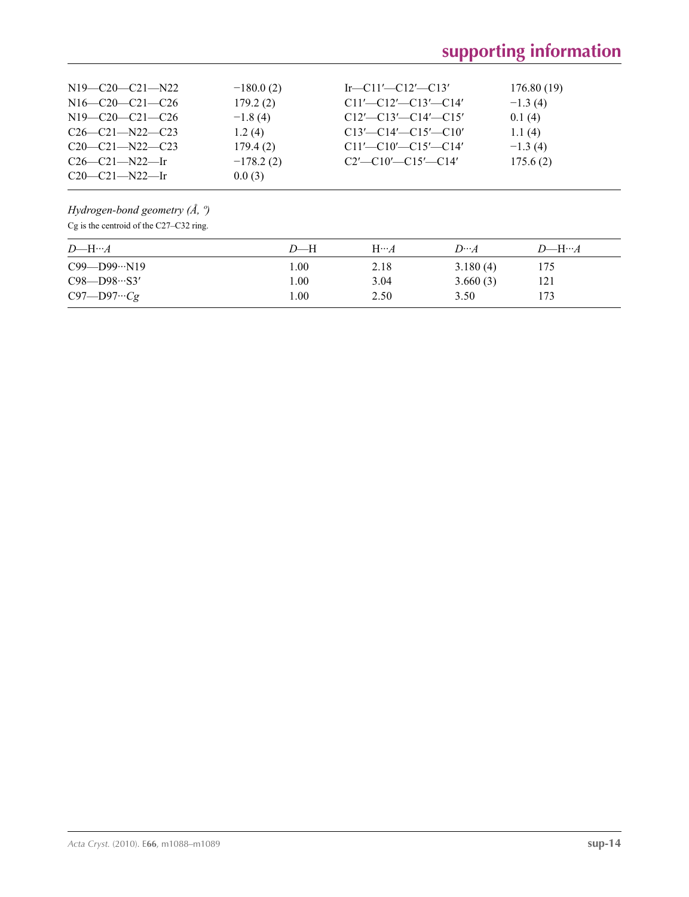| | | | |
|---|---|---|---|
| N19—C20—C21—N22 | −180.0 (2) | Ir—C11′—C12′—C13′ | 176.80 (19) |
| N16—C20—C21—C26 | 179.2 (2) | C11′—C12′—C13′—C14′ | −1.3 (4) |
| N19—C20—C21—C26 | −1.8 (4) | C12′—C13′—C14′—C15′ | 0.1 (4) |
| C26—C21—N22—C23 | 1.2 (4) | C13′—C14′—C15′—C10′ | 1.1 (4) |
| C20—C21—N22—C23 | 179.4 (2) | C11′—C10′—C15′—C14′ | −1.3 (4) |
| C26—C21—N22—Ir | −178.2 (2) | C2′—C10′—C15′—C14′ | 175.6 (2) |
| C20—C21—N22—Ir | 0.0 (3) | | |

*Hydrogen-bond geometry (Å, º)*

Cg is the centroid of the C27–C32 ring.

| *D*—H···*A* | *D*—H | H···*A* | *D*···*A* | *D*—H···*A* |
|---|---|---|---|---|
| C99—D99···N19 | 1.00 | 2.18 | 3.180 (4) | 175 |
| C98—D98···S3′ | 1.00 | 3.04 | 3.660 (3) | 121 |
| C97—D97···*Cg* | 1.00 | 2.50 | 3.50 | 173 |